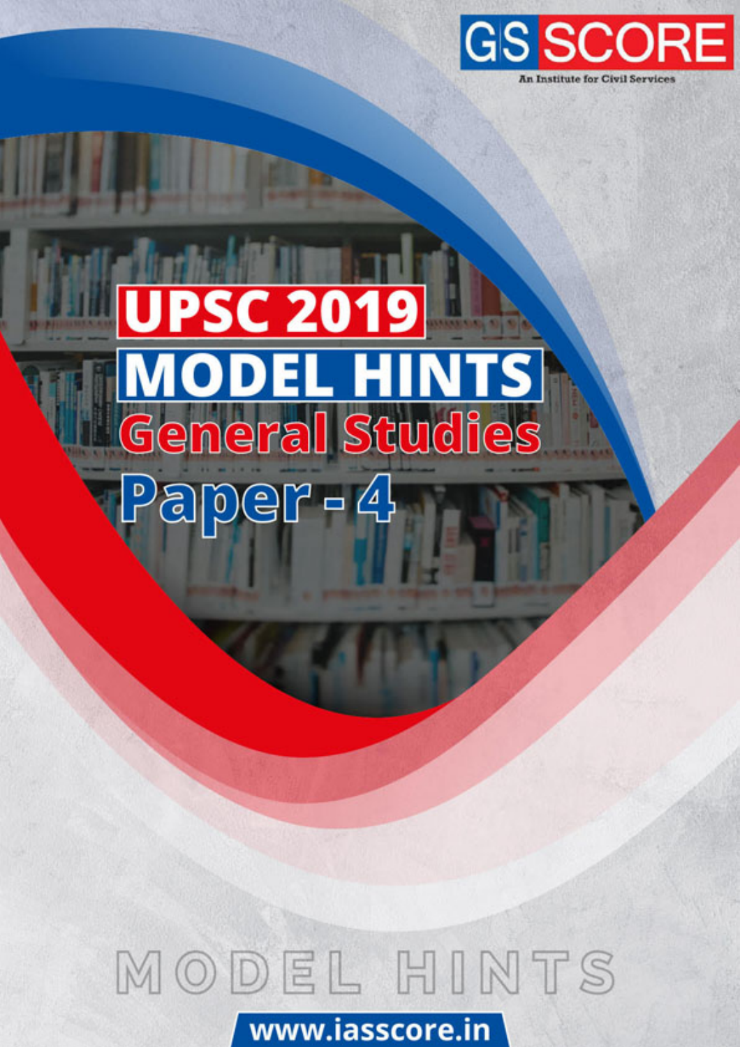# GS SCORE

An Institute for Civil Services

# UPSC 2019

# MODEL HINTS

## General Studies

## Paper - 4

MODEL HINTS

www.iasscore.in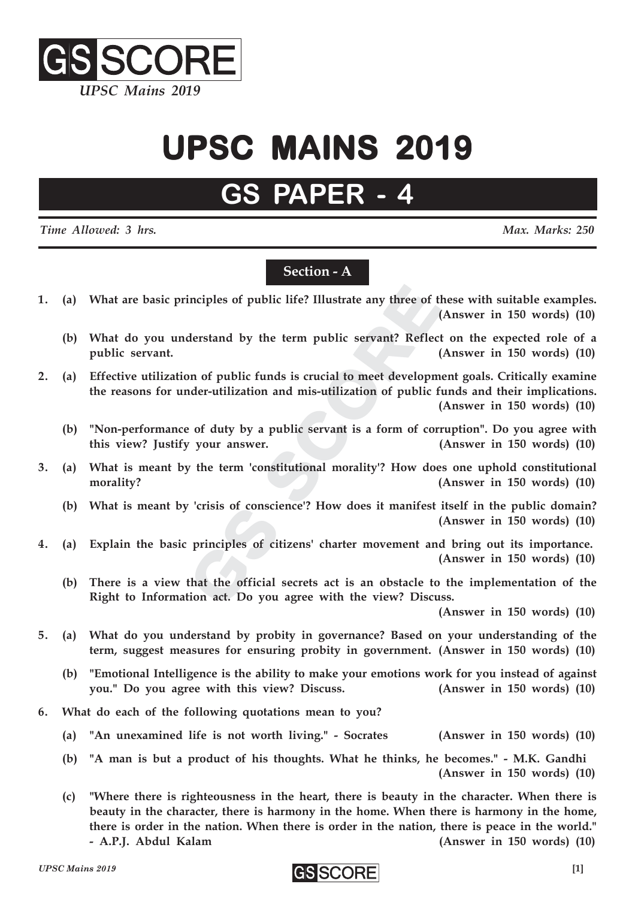# UPSC MAINS 2019

## GS PAPER - 4

*Time Allowed: 3 hrs.* *Max. Marks: 250*

### Section - A

1. (a) **What are basic principles of public life? Illustrate any three of these with suitable examples.** **(Answer in 150 words) (10)**

   (b) **What do you understand by the term public servant? Reflect on the expected role of a public servant.** **(Answer in 150 words) (10)**

2. (a) **Effective utilization of public funds is crucial to meet development goals. Critically examine the reasons for under-utilization and mis-utilization of public funds and their implications.** **(Answer in 150 words) (10)**

   (b) **"Non-performance of duty by a public servant is a form of corruption". Do you agree with this view? Justify your answer.** **(Answer in 150 words) (10)**

3. (a) **What is meant by the term 'constitutional morality'? How does one uphold constitutional morality?** **(Answer in 150 words) (10)**

   (b) **What is meant by 'crisis of conscience'? How does it manifest itself in the public domain?** **(Answer in 150 words) (10)**

4. (a) **Explain the basic principles of citizens' charter movement and bring out its importance.** **(Answer in 150 words) (10)**

   (b) **There is a view that the official secrets act is an obstacle to the implementation of the Right to Information act. Do you agree with the view? Discuss.** **(Answer in 150 words) (10)**

5. (a) **What do you understand by probity in governance? Based on your understanding of the term, suggest measures for ensuring probity in government. (Answer in 150 words) (10)**

   (b) **"Emotional Intelligence is the ability to make your emotions work for you instead of against you." Do you agree with this view? Discuss.** **(Answer in 150 words) (10)**

6. **What do each of the following quotations mean to you?**

   (a) **"An unexamined life is not worth living." - Socrates** **(Answer in 150 words) (10)**

   (b) **"A man is but a product of his thoughts. What he thinks, he becomes." - M.K. Gandhi** **(Answer in 150 words) (10)**

   (c) **"Where there is righteousness in the heart, there is beauty in the character. When there is beauty in the character, there is harmony in the home. When there is harmony in the home, there is order in the nation. When there is order in the nation, there is peace in the world." - A.P.J. Abdul Kalam** **(Answer in 150 words) (10)**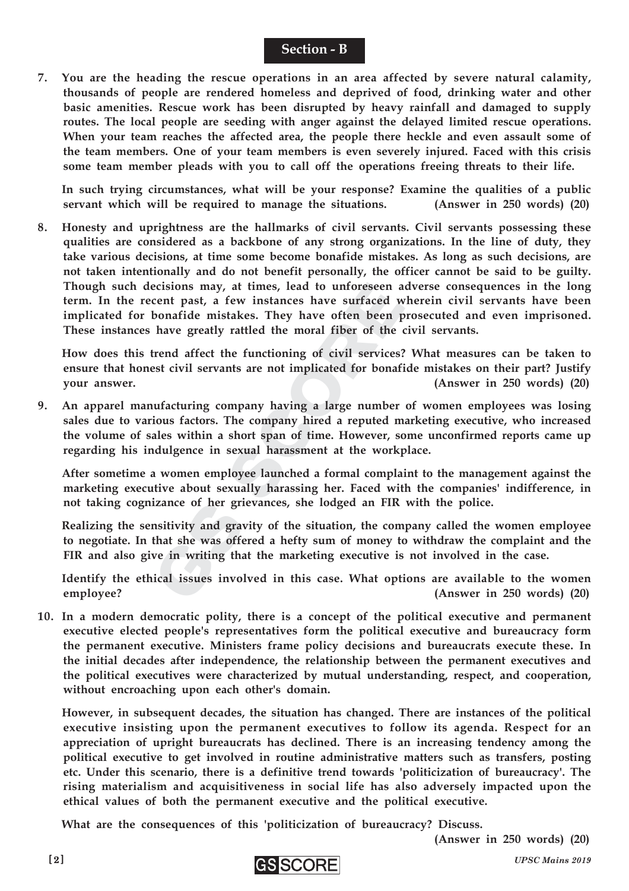## Section - B

**7. You are the heading the rescue operations in an area affected by severe natural calamity, thousands of people are rendered homeless and deprived of food, drinking water and other basic amenities. Rescue work has been disrupted by heavy rainfall and damaged to supply routes. The local people are seeding with anger against the delayed limited rescue operations. When your team reaches the affected area, the people there heckle and even assault some of the team members. One of your team members is even severely injured. Faced with this crisis some team member pleads with you to call off the operations freeing threats to their life.**

**In such trying circumstances, what will be your response? Examine the qualities of a public servant which will be required to manage the situations. (Answer in 250 words) (20)**

**8. Honesty and uprightness are the hallmarks of civil servants. Civil servants possessing these qualities are considered as a backbone of any strong organizations. In the line of duty, they take various decisions, at time some become bonafide mistakes. As long as such decisions, are not taken intentionally and do not benefit personally, the officer cannot be said to be guilty. Though such decisions may, at times, lead to unforeseen adverse consequences in the long term. In the recent past, a few instances have surfaced wherein civil servants have been implicated for bonafide mistakes. They have often been prosecuted and even imprisoned. These instances have greatly rattled the moral fiber of the civil servants.**

**How does this trend affect the functioning of civil services? What measures can be taken to ensure that honest civil servants are not implicated for bonafide mistakes on their part? Justify your answer. (Answer in 250 words) (20)**

**9. An apparel manufacturing company having a large number of women employees was losing sales due to various factors. The company hired a reputed marketing executive, who increased the volume of sales within a short span of time. However, some unconfirmed reports came up regarding his indulgence in sexual harassment at the workplace.**

**After sometime a women employee launched a formal complaint to the management against the marketing executive about sexually harassing her. Faced with the companies' indifference, in not taking cognizance of her grievances, she lodged an FIR with the police.**

**Realizing the sensitivity and gravity of the situation, the company called the women employee to negotiate. In that she was offered a hefty sum of money to withdraw the complaint and the FIR and also give in writing that the marketing executive is not involved in the case.**

**Identify the ethical issues involved in this case. What options are available to the women employee? (Answer in 250 words) (20)**

**10. In a modern democratic polity, there is a concept of the political executive and permanent executive elected people's representatives form the political executive and bureaucracy form the permanent executive. Ministers frame policy decisions and bureaucrats execute these. In the initial decades after independence, the relationship between the permanent executives and the political executives were characterized by mutual understanding, respect, and cooperation, without encroaching upon each other's domain.**

**However, in subsequent decades, the situation has changed. There are instances of the political executive insisting upon the permanent executives to follow its agenda. Respect for an appreciation of upright bureaucrats has declined. There is an increasing tendency among the political executive to get involved in routine administrative matters such as transfers, posting etc. Under this scenario, there is a definitive trend towards 'politicization of bureaucracy'. The rising materialism and acquisitiveness in social life has also adversely impacted upon the ethical values of both the permanent executive and the political executive.**

**What are the consequences of this 'politicization of bureaucracy? Discuss. (Answer in 250 words) (20)**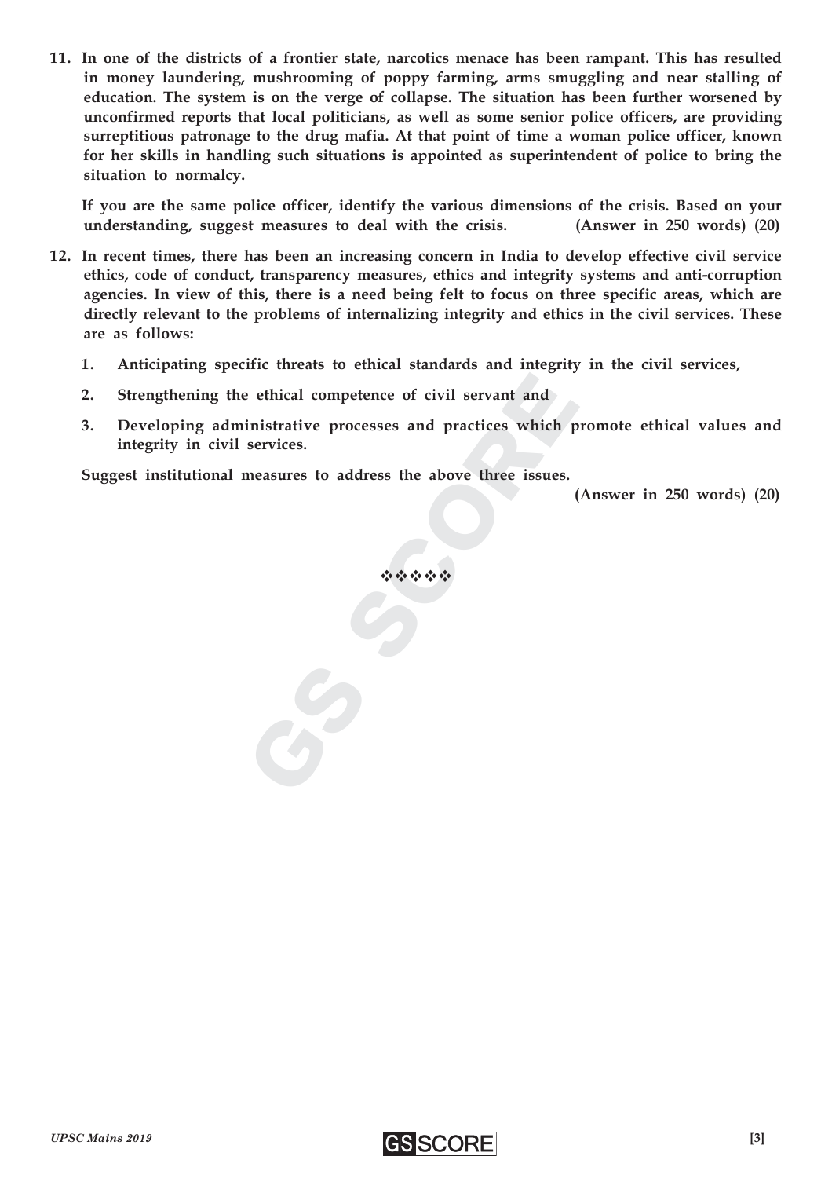**11. In one of the districts of a frontier state, narcotics menace has been rampant. This has resulted in money laundering, mushrooming of poppy farming, arms smuggling and near stalling of education. The system is on the verge of collapse. The situation has been further worsened by unconfirmed reports that local politicians, as well as some senior police officers, are providing surreptitious patronage to the drug mafia. At that point of time a woman police officer, known for her skills in handling such situations is appointed as superintendent of police to bring the situation to normalcy.**

**If you are the same police officer, identify the various dimensions of the crisis. Based on your understanding, suggest measures to deal with the crisis. (Answer in 250 words) (20)**

**12. In recent times, there has been an increasing concern in India to develop effective civil service ethics, code of conduct, transparency measures, ethics and integrity systems and anti-corruption agencies. In view of this, there is a need being felt to focus on three specific areas, which are directly relevant to the problems of internalizing integrity and ethics in the civil services. These are as follows:**

1. **Anticipating specific threats to ethical standards and integrity in the civil services,**
2. **Strengthening the ethical competence of civil servant and**
3. **Developing administrative processes and practices which promote ethical values and integrity in civil services.**

**Suggest institutional measures to address the above three issues.**

**(Answer in 250 words) (20)**

❖❖❖❖❖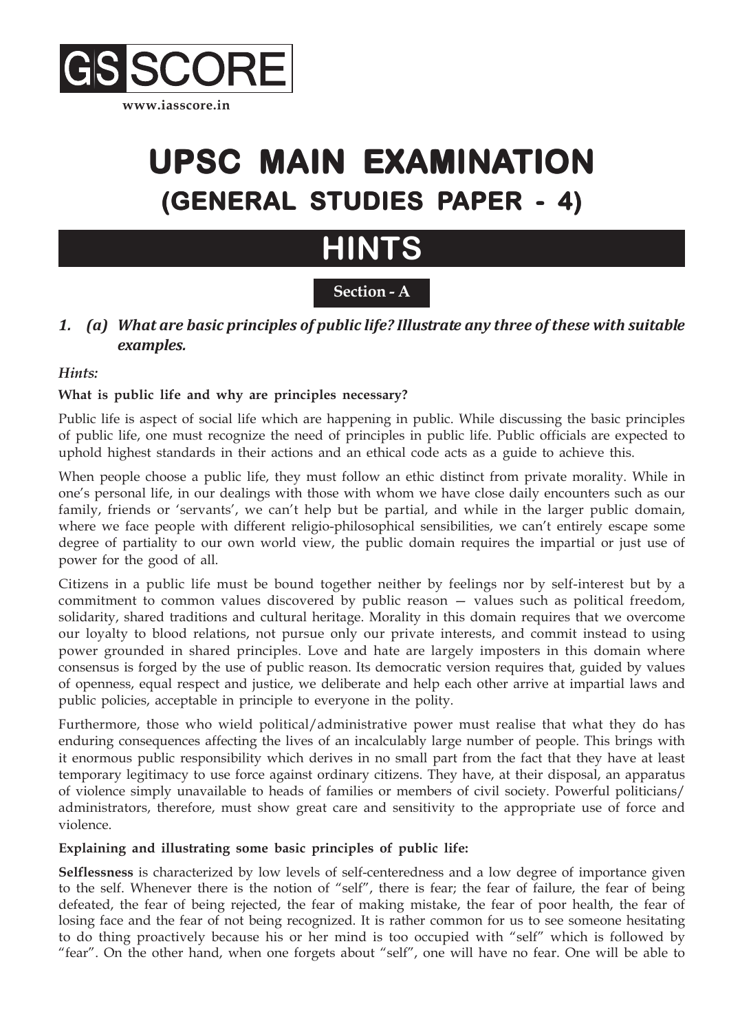GS SCORE

www.iasscore.in

# UPSC MAIN EXAMINATION
## (GENERAL STUDIES PAPER - 4)

# HINTS

### Section - A

***1. (a) What are basic principles of public life? Illustrate any three of these with suitable examples.***

*Hints:*

**What is public life and why are principles necessary?**

Public life is aspect of social life which are happening in public. While discussing the basic principles of public life, one must recognize the need of principles in public life. Public officials are expected to uphold highest standards in their actions and an ethical code acts as a guide to achieve this.

When people choose a public life, they must follow an ethic distinct from private morality. While in one's personal life, in our dealings with those with whom we have close daily encounters such as our family, friends or 'servants', we can't help but be partial, and while in the larger public domain, where we face people with different religio-philosophical sensibilities, we can't entirely escape some degree of partiality to our own world view, the public domain requires the impartial or just use of power for the good of all.

Citizens in a public life must be bound together neither by feelings nor by self-interest but by a commitment to common values discovered by public reason — values such as political freedom, solidarity, shared traditions and cultural heritage. Morality in this domain requires that we overcome our loyalty to blood relations, not pursue only our private interests, and commit instead to using power grounded in shared principles. Love and hate are largely imposters in this domain where consensus is forged by the use of public reason. Its democratic version requires that, guided by values of openness, equal respect and justice, we deliberate and help each other arrive at impartial laws and public policies, acceptable in principle to everyone in the polity.

Furthermore, those who wield political/administrative power must realise that what they do has enduring consequences affecting the lives of an incalculably large number of people. This brings with it enormous public responsibility which derives in no small part from the fact that they have at least temporary legitimacy to use force against ordinary citizens. They have, at their disposal, an apparatus of violence simply unavailable to heads of families or members of civil society. Powerful politicians/administrators, therefore, must show great care and sensitivity to the appropriate use of force and violence.

**Explaining and illustrating some basic principles of public life:**

**Selflessness** is characterized by low levels of self-centeredness and a low degree of importance given to the self. Whenever there is the notion of "self", there is fear; the fear of failure, the fear of being defeated, the fear of being rejected, the fear of making mistake, the fear of poor health, the fear of losing face and the fear of not being recognized. It is rather common for us to see someone hesitating to do thing proactively because his or her mind is too occupied with "self" which is followed by "fear". On the other hand, when one forgets about "self", one will have no fear. One will be able to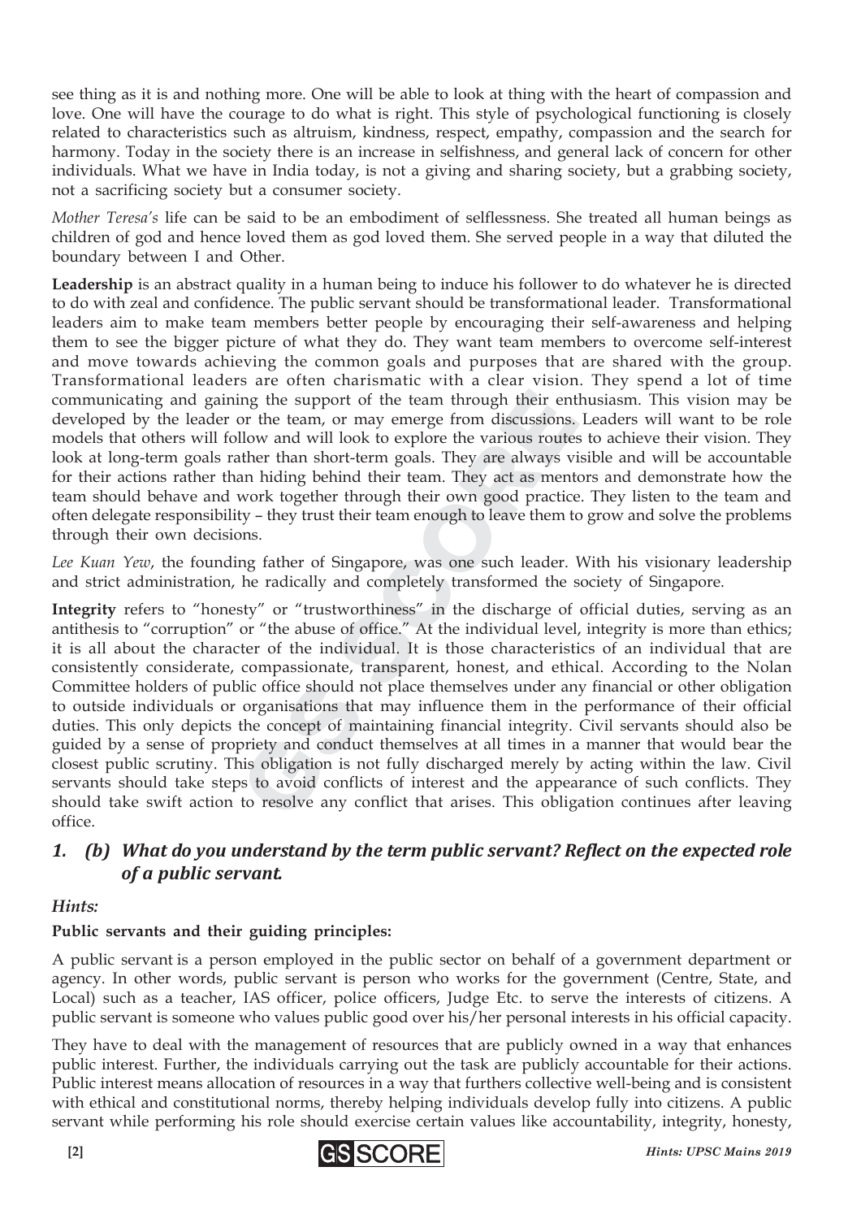see thing as it is and nothing more. One will be able to look at thing with the heart of compassion and love. One will have the courage to do what is right. This style of psychological functioning is closely related to characteristics such as altruism, kindness, respect, empathy, compassion and the search for harmony. Today in the society there is an increase in selfishness, and general lack of concern for other individuals. What we have in India today, is not a giving and sharing society, but a grabbing society, not a sacrificing society but a consumer society.

*Mother Teresa's* life can be said to be an embodiment of selflessness. She treated all human beings as children of god and hence loved them as god loved them. She served people in a way that diluted the boundary between I and Other.

**Leadership** is an abstract quality in a human being to induce his follower to do whatever he is directed to do with zeal and confidence. The public servant should be transformational leader. Transformational leaders aim to make team members better people by encouraging their self-awareness and helping them to see the bigger picture of what they do. They want team members to overcome self-interest and move towards achieving the common goals and purposes that are shared with the group. Transformational leaders are often charismatic with a clear vision. They spend a lot of time communicating and gaining the support of the team through their enthusiasm. This vision may be developed by the leader or the team, or may emerge from discussions. Leaders will want to be role models that others will follow and will look to explore the various routes to achieve their vision. They look at long-term goals rather than short-term goals. They are always visible and will be accountable for their actions rather than hiding behind their team. They act as mentors and demonstrate how the team should behave and work together through their own good practice. They listen to the team and often delegate responsibility – they trust their team enough to leave them to grow and solve the problems through their own decisions.

*Lee Kuan Yew*, the founding father of Singapore, was one such leader. With his visionary leadership and strict administration, he radically and completely transformed the society of Singapore.

**Integrity** refers to "honesty" or "trustworthiness" in the discharge of official duties, serving as an antithesis to "corruption" or "the abuse of office." At the individual level, integrity is more than ethics; it is all about the character of the individual. It is those characteristics of an individual that are consistently considerate, compassionate, transparent, honest, and ethical. According to the Nolan Committee holders of public office should not place themselves under any financial or other obligation to outside individuals or organisations that may influence them in the performance of their official duties. This only depicts the concept of maintaining financial integrity. Civil servants should also be guided by a sense of propriety and conduct themselves at all times in a manner that would bear the closest public scrutiny. This obligation is not fully discharged merely by acting within the law. Civil servants should take steps to avoid conflicts of interest and the appearance of such conflicts. They should take swift action to resolve any conflict that arises. This obligation continues after leaving office.

## *1. (b) What do you understand by the term public servant? Reflect on the expected role of a public servant.*

*Hints:*

**Public servants and their guiding principles:**

A public servant is a person employed in the public sector on behalf of a government department or agency. In other words, public servant is person who works for the government (Centre, State, and Local) such as a teacher, IAS officer, police officers, Judge Etc. to serve the interests of citizens. A public servant is someone who values public good over his/her personal interests in his official capacity.

They have to deal with the management of resources that are publicly owned in a way that enhances public interest. Further, the individuals carrying out the task are publicly accountable for their actions. Public interest means allocation of resources in a way that furthers collective well-being and is consistent with ethical and constitutional norms, thereby helping individuals develop fully into citizens. A public servant while performing his role should exercise certain values like accountability, integrity, honesty,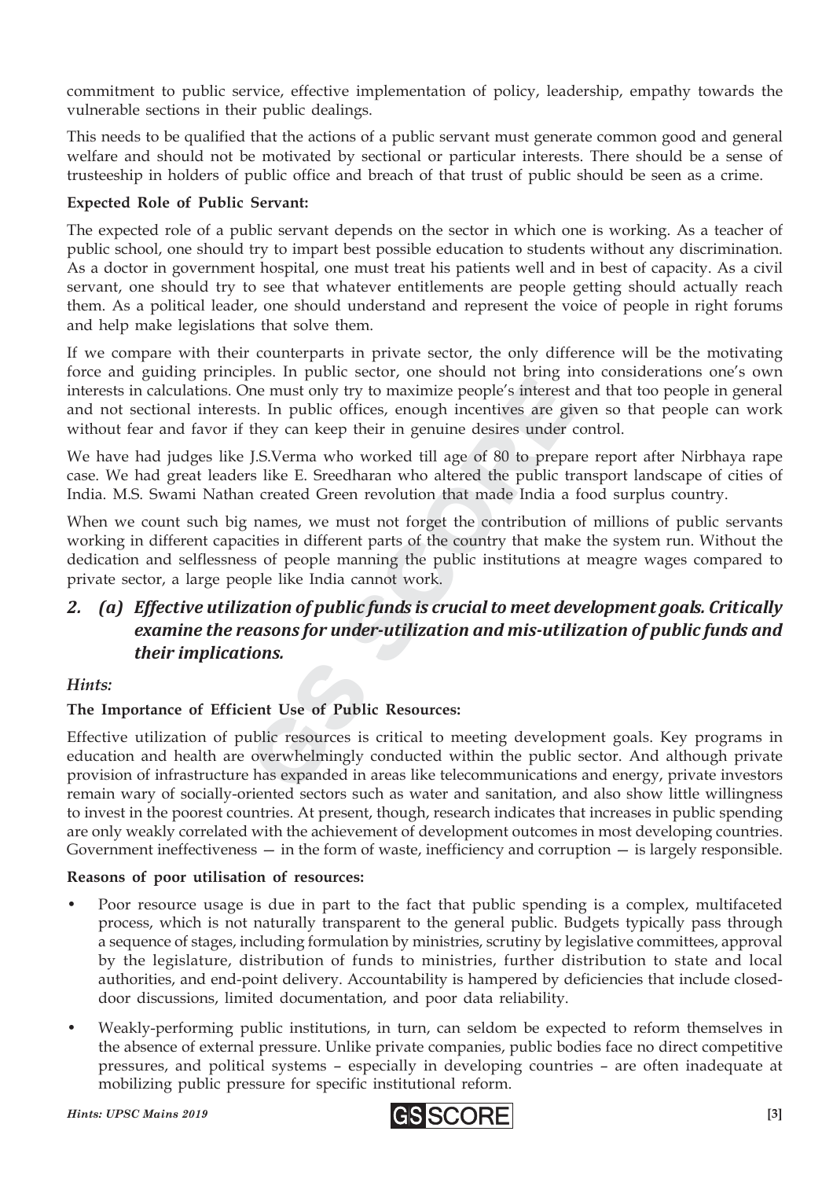commitment to public service, effective implementation of policy, leadership, empathy towards the vulnerable sections in their public dealings.

This needs to be qualified that the actions of a public servant must generate common good and general welfare and should not be motivated by sectional or particular interests. There should be a sense of trusteeship in holders of public office and breach of that trust of public should be seen as a crime.

**Expected Role of Public Servant:**

The expected role of a public servant depends on the sector in which one is working. As a teacher of public school, one should try to impart best possible education to students without any discrimination. As a doctor in government hospital, one must treat his patients well and in best of capacity. As a civil servant, one should try to see that whatever entitlements are people getting should actually reach them. As a political leader, one should understand and represent the voice of people in right forums and help make legislations that solve them.

If we compare with their counterparts in private sector, the only difference will be the motivating force and guiding principles. In public sector, one should not bring into considerations one's own interests in calculations. One must only try to maximize people's interest and that too people in general and not sectional interests. In public offices, enough incentives are given so that people can work without fear and favor if they can keep their in genuine desires under control.

We have had judges like J.S.Verma who worked till age of 80 to prepare report after Nirbhaya rape case. We had great leaders like E. Sreedharan who altered the public transport landscape of cities of India. M.S. Swami Nathan created Green revolution that made India a food surplus country.

When we count such big names, we must not forget the contribution of millions of public servants working in different capacities in different parts of the country that make the system run. Without the dedication and selflessness of people manning the public institutions at meagre wages compared to private sector, a large people like India cannot work.

## *2. (a) Effective utilization of public funds is crucial to meet development goals. Critically examine the reasons for under-utilization and mis-utilization of public funds and their implications.*

*Hints:*

**The Importance of Efficient Use of Public Resources:**

Effective utilization of public resources is critical to meeting development goals. Key programs in education and health are overwhelmingly conducted within the public sector. And although private provision of infrastructure has expanded in areas like telecommunications and energy, private investors remain wary of socially-oriented sectors such as water and sanitation, and also show little willingness to invest in the poorest countries. At present, though, research indicates that increases in public spending are only weakly correlated with the achievement of development outcomes in most developing countries. Government ineffectiveness — in the form of waste, inefficiency and corruption — is largely responsible.

**Reasons of poor utilisation of resources:**

- Poor resource usage is due in part to the fact that public spending is a complex, multifaceted process, which is not naturally transparent to the general public. Budgets typically pass through a sequence of stages, including formulation by ministries, scrutiny by legislative committees, approval by the legislature, distribution of funds to ministries, further distribution to state and local authorities, and end-point delivery. Accountability is hampered by deficiencies that include closed-door discussions, limited documentation, and poor data reliability.
- Weakly-performing public institutions, in turn, can seldom be expected to reform themselves in the absence of external pressure. Unlike private companies, public bodies face no direct competitive pressures, and political systems – especially in developing countries – are often inadequate at mobilizing public pressure for specific institutional reform.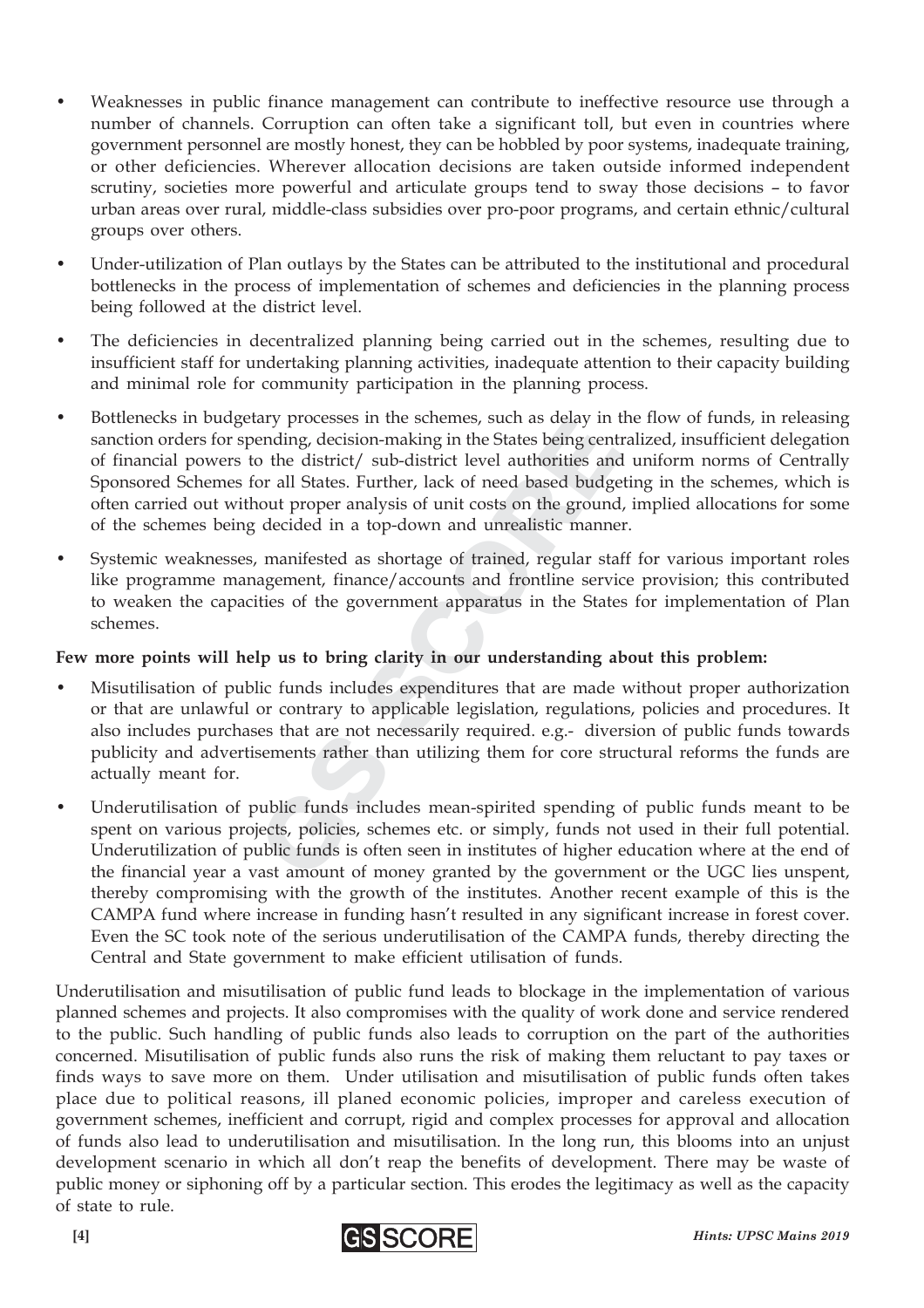- Weaknesses in public finance management can contribute to ineffective resource use through a number of channels. Corruption can often take a significant toll, but even in countries where government personnel are mostly honest, they can be hobbled by poor systems, inadequate training, or other deficiencies. Wherever allocation decisions are taken outside informed independent scrutiny, societies more powerful and articulate groups tend to sway those decisions – to favor urban areas over rural, middle-class subsidies over pro-poor programs, and certain ethnic/cultural groups over others.
- Under-utilization of Plan outlays by the States can be attributed to the institutional and procedural bottlenecks in the process of implementation of schemes and deficiencies in the planning process being followed at the district level.
- The deficiencies in decentralized planning being carried out in the schemes, resulting due to insufficient staff for undertaking planning activities, inadequate attention to their capacity building and minimal role for community participation in the planning process.
- Bottlenecks in budgetary processes in the schemes, such as delay in the flow of funds, in releasing sanction orders for spending, decision-making in the States being centralized, insufficient delegation of financial powers to the district/ sub-district level authorities and uniform norms of Centrally Sponsored Schemes for all States. Further, lack of need based budgeting in the schemes, which is often carried out without proper analysis of unit costs on the ground, implied allocations for some of the schemes being decided in a top-down and unrealistic manner.
- Systemic weaknesses, manifested as shortage of trained, regular staff for various important roles like programme management, finance/accounts and frontline service provision; this contributed to weaken the capacities of the government apparatus in the States for implementation of Plan schemes.

**Few more points will help us to bring clarity in our understanding about this problem:**

- Misutilisation of public funds includes expenditures that are made without proper authorization or that are unlawful or contrary to applicable legislation, regulations, policies and procedures. It also includes purchases that are not necessarily required. e.g.- diversion of public funds towards publicity and advertisements rather than utilizing them for core structural reforms the funds are actually meant for.
- Underutilisation of public funds includes mean-spirited spending of public funds meant to be spent on various projects, policies, schemes etc. or simply, funds not used in their full potential. Underutilization of public funds is often seen in institutes of higher education where at the end of the financial year a vast amount of money granted by the government or the UGC lies unspent, thereby compromising with the growth of the institutes. Another recent example of this is the CAMPA fund where increase in funding hasn't resulted in any significant increase in forest cover. Even the SC took note of the serious underutilisation of the CAMPA funds, thereby directing the Central and State government to make efficient utilisation of funds.

Underutilisation and misutilisation of public fund leads to blockage in the implementation of various planned schemes and projects. It also compromises with the quality of work done and service rendered to the public. Such handling of public funds also leads to corruption on the part of the authorities concerned. Misutilisation of public funds also runs the risk of making them reluctant to pay taxes or finds ways to save more on them. Under utilisation and misutilisation of public funds often takes place due to political reasons, ill planed economic policies, improper and careless execution of government schemes, inefficient and corrupt, rigid and complex processes for approval and allocation of funds also lead to underutilisation and misutilisation. In the long run, this blooms into an unjust development scenario in which all don't reap the benefits of development. There may be waste of public money or siphoning off by a particular section. This erodes the legitimacy as well as the capacity of state to rule.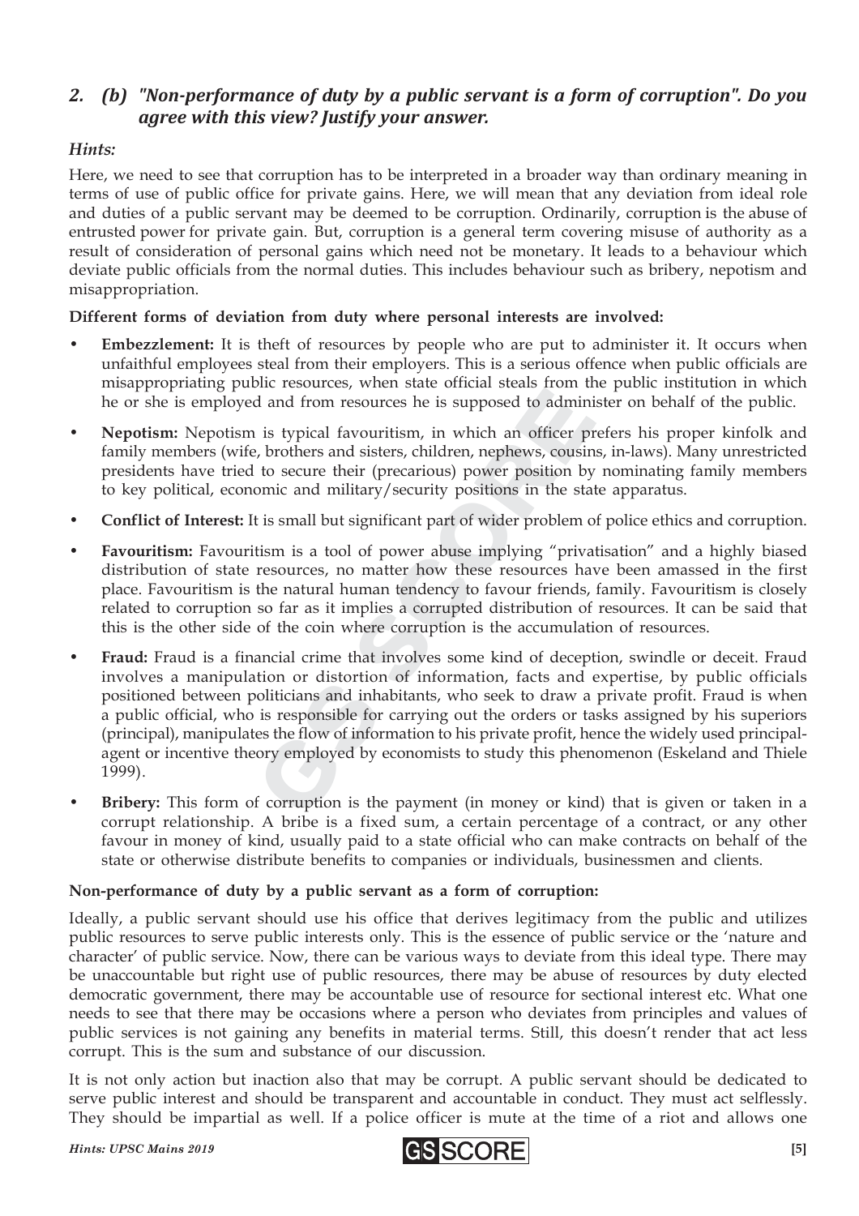## 2. (b) "Non-performance of duty by a public servant is a form of corruption". Do you agree with this view? Justify your answer.

*Hints:*

Here, we need to see that corruption has to be interpreted in a broader way than ordinary meaning in terms of use of public office for private gains. Here, we will mean that any deviation from ideal role and duties of a public servant may be deemed to be corruption. Ordinarily, corruption is the abuse of entrusted power for private gain. But, corruption is a general term covering misuse of authority as a result of consideration of personal gains which need not be monetary. It leads to a behaviour which deviate public officials from the normal duties. This includes behaviour such as bribery, nepotism and misappropriation.

**Different forms of deviation from duty where personal interests are involved:**

- **Embezzlement:** It is theft of resources by people who are put to administer it. It occurs when unfaithful employees steal from their employers. This is a serious offence when public officials are misappropriating public resources, when state official steals from the public institution in which he or she is employed and from resources he is supposed to administer on behalf of the public.
- **Nepotism:** Nepotism is typical favouritism, in which an officer prefers his proper kinfolk and family members (wife, brothers and sisters, children, nephews, cousins, in-laws). Many unrestricted presidents have tried to secure their (precarious) power position by nominating family members to key political, economic and military/security positions in the state apparatus.
- **Conflict of Interest:** It is small but significant part of wider problem of police ethics and corruption.
- **Favouritism:** Favouritism is a tool of power abuse implying "privatisation" and a highly biased distribution of state resources, no matter how these resources have been amassed in the first place. Favouritism is the natural human tendency to favour friends, family. Favouritism is closely related to corruption so far as it implies a corrupted distribution of resources. It can be said that this is the other side of the coin where corruption is the accumulation of resources.
- **Fraud:** Fraud is a financial crime that involves some kind of deception, swindle or deceit. Fraud involves a manipulation or distortion of information, facts and expertise, by public officials positioned between politicians and inhabitants, who seek to draw a private profit. Fraud is when a public official, who is responsible for carrying out the orders or tasks assigned by his superiors (principal), manipulates the flow of information to his private profit, hence the widely used principal-agent or incentive theory employed by economists to study this phenomenon (Eskeland and Thiele 1999).
- **Bribery:** This form of corruption is the payment (in money or kind) that is given or taken in a corrupt relationship. A bribe is a fixed sum, a certain percentage of a contract, or any other favour in money of kind, usually paid to a state official who can make contracts on behalf of the state or otherwise distribute benefits to companies or individuals, businessmen and clients.

**Non-performance of duty by a public servant as a form of corruption:**

Ideally, a public servant should use his office that derives legitimacy from the public and utilizes public resources to serve public interests only. This is the essence of public service or the 'nature and character' of public service. Now, there can be various ways to deviate from this ideal type. There may be unaccountable but right use of public resources, there may be abuse of resources by duty elected democratic government, there may be accountable use of resource for sectional interest etc. What one needs to see that there may be occasions where a person who deviates from principles and values of public services is not gaining any benefits in material terms. Still, this doesn't render that act less corrupt. This is the sum and substance of our discussion.

It is not only action but inaction also that may be corrupt. A public servant should be dedicated to serve public interest and should be transparent and accountable in conduct. They must act selflessly. They should be impartial as well. If a police officer is mute at the time of a riot and allows one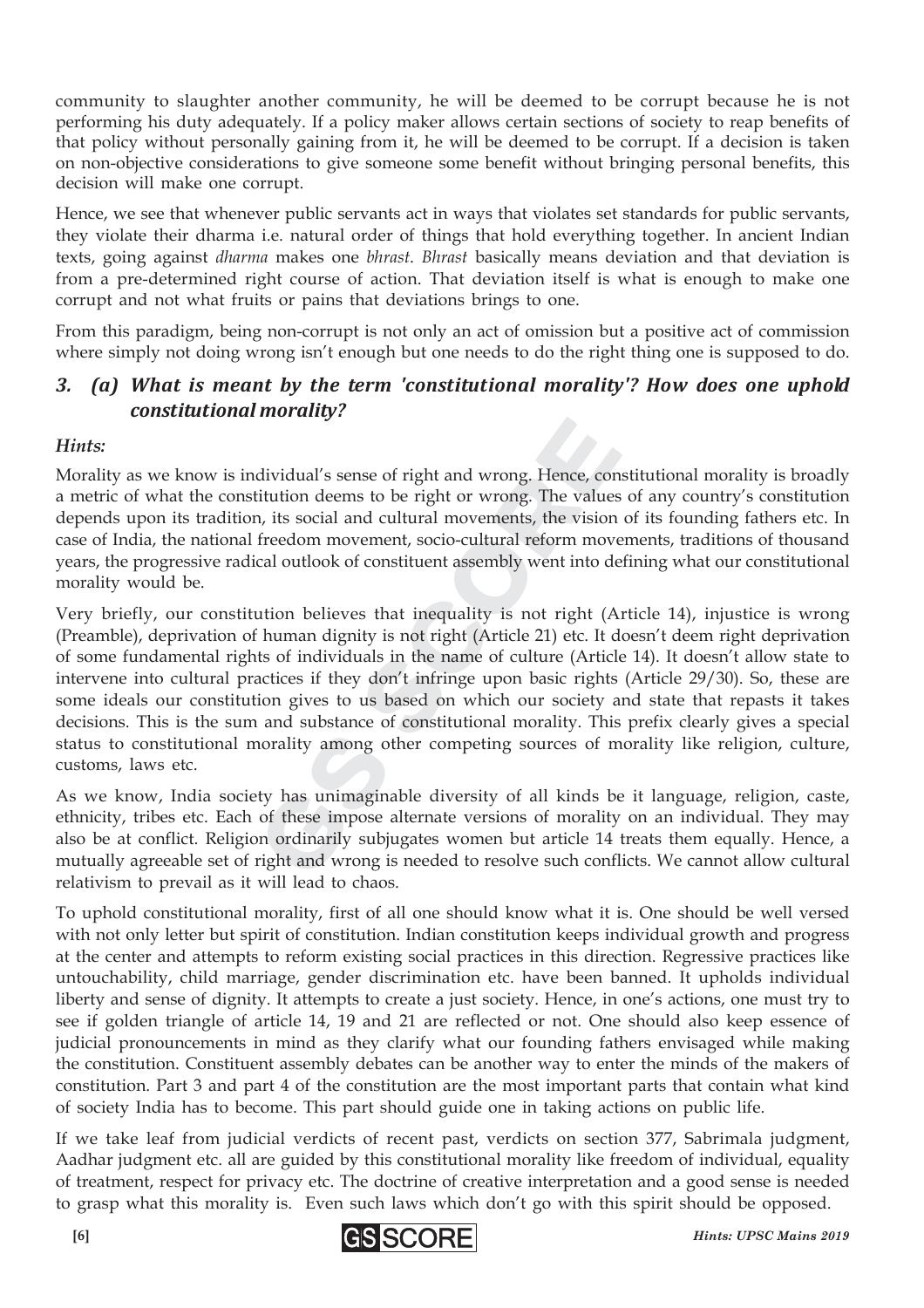community to slaughter another community, he will be deemed to be corrupt because he is not performing his duty adequately. If a policy maker allows certain sections of society to reap benefits of that policy without personally gaining from it, he will be deemed to be corrupt. If a decision is taken on non-objective considerations to give someone some benefit without bringing personal benefits, this decision will make one corrupt.

Hence, we see that whenever public servants act in ways that violates set standards for public servants, they violate their dharma i.e. natural order of things that hold everything together. In ancient Indian texts, going against *dharma* makes one *bhrast*. *Bhrast* basically means deviation and that deviation is from a pre-determined right course of action. That deviation itself is what is enough to make one corrupt and not what fruits or pains that deviations brings to one.

From this paradigm, being non-corrupt is not only an act of omission but a positive act of commission where simply not doing wrong isn't enough but one needs to do the right thing one is supposed to do.

### 3. (a) What is meant by the term 'constitutional morality'? How does one uphold constitutional morality?

***Hints:***

Morality as we know is individual's sense of right and wrong. Hence, constitutional morality is broadly a metric of what the constitution deems to be right or wrong. The values of any country's constitution depends upon its tradition, its social and cultural movements, the vision of its founding fathers etc. In case of India, the national freedom movement, socio-cultural reform movements, traditions of thousand years, the progressive radical outlook of constituent assembly went into defining what our constitutional morality would be.

Very briefly, our constitution believes that inequality is not right (Article 14), injustice is wrong (Preamble), deprivation of human dignity is not right (Article 21) etc. It doesn't deem right deprivation of some fundamental rights of individuals in the name of culture (Article 14). It doesn't allow state to intervene into cultural practices if they don't infringe upon basic rights (Article 29/30). So, these are some ideals our constitution gives to us based on which our society and state that repasts it takes decisions. This is the sum and substance of constitutional morality. This prefix clearly gives a special status to constitutional morality among other competing sources of morality like religion, culture, customs, laws etc.

As we know, India society has unimaginable diversity of all kinds be it language, religion, caste, ethnicity, tribes etc. Each of these impose alternate versions of morality on an individual. They may also be at conflict. Religion ordinarily subjugates women but article 14 treats them equally. Hence, a mutually agreeable set of right and wrong is needed to resolve such conflicts. We cannot allow cultural relativism to prevail as it will lead to chaos.

To uphold constitutional morality, first of all one should know what it is. One should be well versed with not only letter but spirit of constitution. Indian constitution keeps individual growth and progress at the center and attempts to reform existing social practices in this direction. Regressive practices like untouchability, child marriage, gender discrimination etc. have been banned. It upholds individual liberty and sense of dignity. It attempts to create a just society. Hence, in one's actions, one must try to see if golden triangle of article 14, 19 and 21 are reflected or not. One should also keep essence of judicial pronouncements in mind as they clarify what our founding fathers envisaged while making the constitution. Constituent assembly debates can be another way to enter the minds of the makers of constitution. Part 3 and part 4 of the constitution are the most important parts that contain what kind of society India has to become. This part should guide one in taking actions on public life.

If we take leaf from judicial verdicts of recent past, verdicts on section 377, Sabrimala judgment, Aadhar judgment etc. all are guided by this constitutional morality like freedom of individual, equality of treatment, respect for privacy etc. The doctrine of creative interpretation and a good sense is needed to grasp what this morality is. Even such laws which don't go with this spirit should be opposed.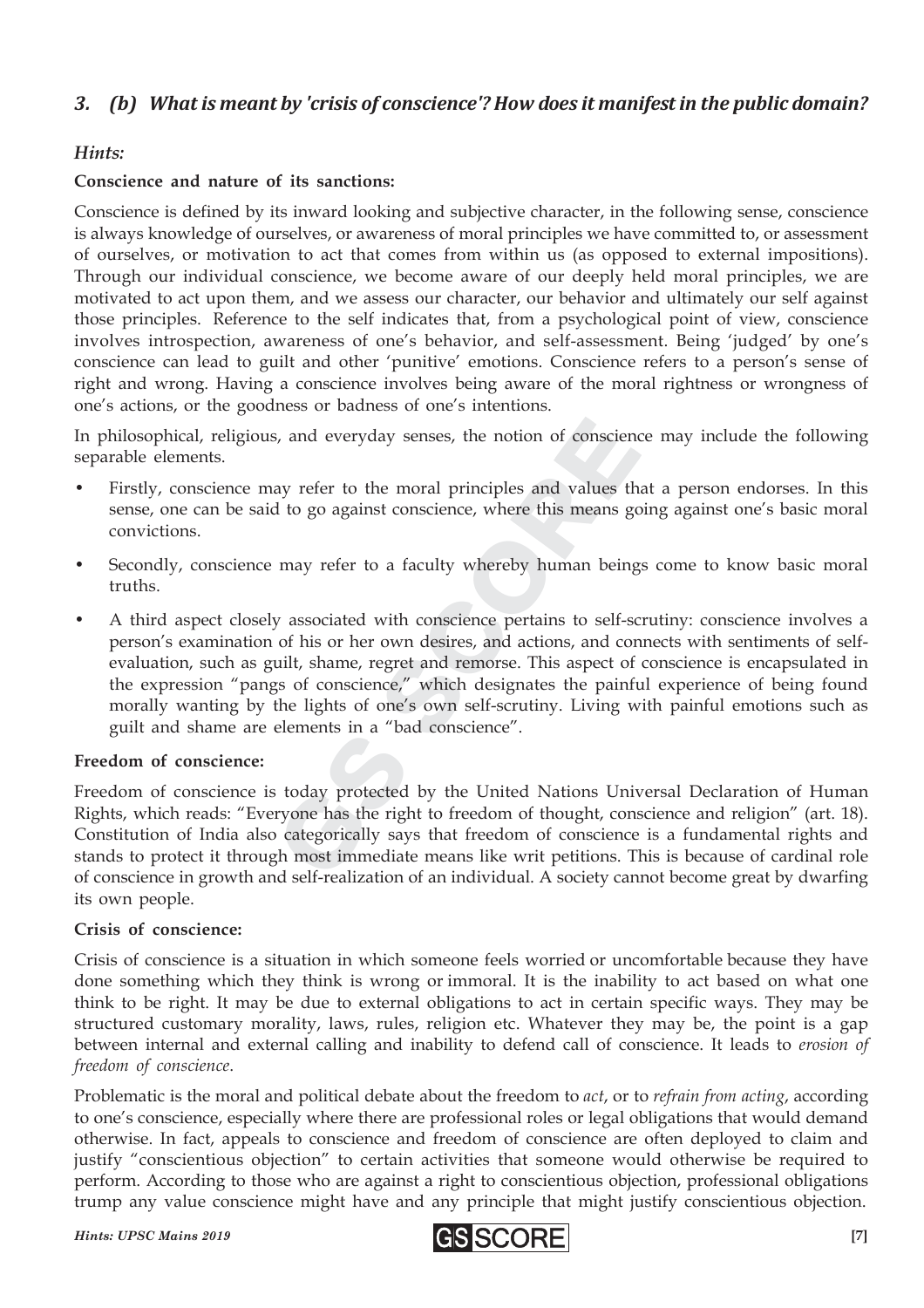### 3. (b) *What is meant by 'crisis of conscience'? How does it manifest in the public domain?*

*Hints:*

**Conscience and nature of its sanctions:**

Conscience is defined by its inward looking and subjective character, in the following sense, conscience is always knowledge of ourselves, or awareness of moral principles we have committed to, or assessment of ourselves, or motivation to act that comes from within us (as opposed to external impositions). Through our individual conscience, we become aware of our deeply held moral principles, we are motivated to act upon them, and we assess our character, our behavior and ultimately our self against those principles. Reference to the self indicates that, from a psychological point of view, conscience involves introspection, awareness of one's behavior, and self-assessment. Being 'judged' by one's conscience can lead to guilt and other 'punitive' emotions. Conscience refers to a person's sense of right and wrong. Having a conscience involves being aware of the moral rightness or wrongness of one's actions, or the goodness or badness of one's intentions.

In philosophical, religious, and everyday senses, the notion of conscience may include the following separable elements.

- Firstly, conscience may refer to the moral principles and values that a person endorses. In this sense, one can be said to go against conscience, where this means going against one's basic moral convictions.
- Secondly, conscience may refer to a faculty whereby human beings come to know basic moral truths.
- A third aspect closely associated with conscience pertains to self-scrutiny: conscience involves a person's examination of his or her own desires, and actions, and connects with sentiments of self-evaluation, such as guilt, shame, regret and remorse. This aspect of conscience is encapsulated in the expression "pangs of conscience," which designates the painful experience of being found morally wanting by the lights of one's own self-scrutiny. Living with painful emotions such as guilt and shame are elements in a "bad conscience".

**Freedom of conscience:**

Freedom of conscience is today protected by the United Nations Universal Declaration of Human Rights, which reads: "Everyone has the right to freedom of thought, conscience and religion" (art. 18). Constitution of India also categorically says that freedom of conscience is a fundamental rights and stands to protect it through most immediate means like writ petitions. This is because of cardinal role of conscience in growth and self-realization of an individual. A society cannot become great by dwarfing its own people.

**Crisis of conscience:**

Crisis of conscience is a situation in which someone feels worried or uncomfortable because they have done something which they think is wrong or immoral. It is the inability to act based on what one think to be right. It may be due to external obligations to act in certain specific ways. They may be structured customary morality, laws, rules, religion etc. Whatever they may be, the point is a gap between internal and external calling and inability to defend call of conscience. It leads to *erosion of freedom of conscience*.

Problematic is the moral and political debate about the freedom to *act*, or to *refrain from acting*, according to one's conscience, especially where there are professional roles or legal obligations that would demand otherwise. In fact, appeals to conscience and freedom of conscience are often deployed to claim and justify "conscientious objection" to certain activities that someone would otherwise be required to perform. According to those who are against a right to conscientious objection, professional obligations trump any value conscience might have and any principle that might justify conscientious objection.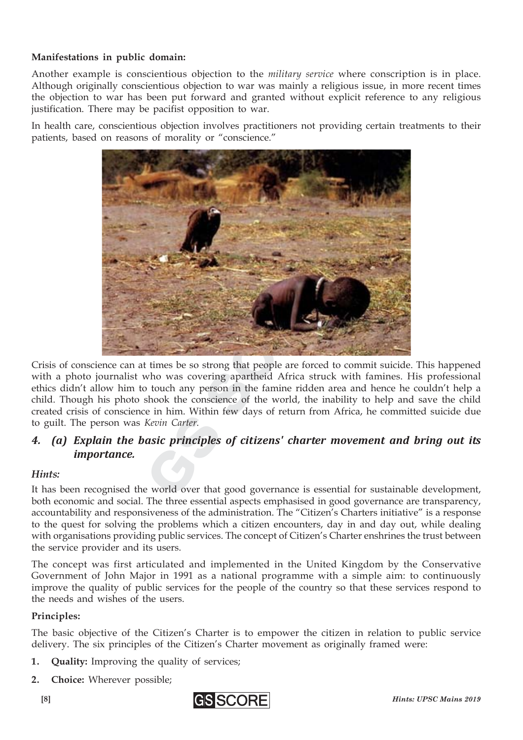**Manifestations in public domain:**

Another example is conscientious objection to the *military service* where conscription is in place. Although originally conscientious objection to war was mainly a religious issue, in more recent times the objection to war has been put forward and granted without explicit reference to any religious justification. There may be pacifist opposition to war.

In health care, conscientious objection involves practitioners not providing certain treatments to their patients, based on reasons of morality or "conscience."

Crisis of conscience can at times be so strong that people are forced to commit suicide. This happened with a photo journalist who was covering apartheid Africa struck with famines. His professional ethics didn't allow him to touch any person in the famine ridden area and hence he couldn't help a child. Though his photo shook the conscience of the world, the inability to help and save the child created crisis of conscience in him. Within few days of return from Africa, he committed suicide due to guilt. The person was *Kevin Carter*.

## *4. (a) Explain the basic principles of citizens' charter movement and bring out its importance.*

### *Hints:*

It has been recognised the world over that good governance is essential for sustainable development, both economic and social. The three essential aspects emphasised in good governance are transparency, accountability and responsiveness of the administration. The "Citizen's Charters initiative" is a response to the quest for solving the problems which a citizen encounters, day in and day out, while dealing with organisations providing public services. The concept of Citizen's Charter enshrines the trust between the service provider and its users.

The concept was first articulated and implemented in the United Kingdom by the Conservative Government of John Major in 1991 as a national programme with a simple aim: to continuously improve the quality of public services for the people of the country so that these services respond to the needs and wishes of the users.

**Principles:**

The basic objective of the Citizen's Charter is to empower the citizen in relation to public service delivery. The six principles of the Citizen's Charter movement as originally framed were:

1. **Quality:** Improving the quality of services;
2. **Choice:** Wherever possible;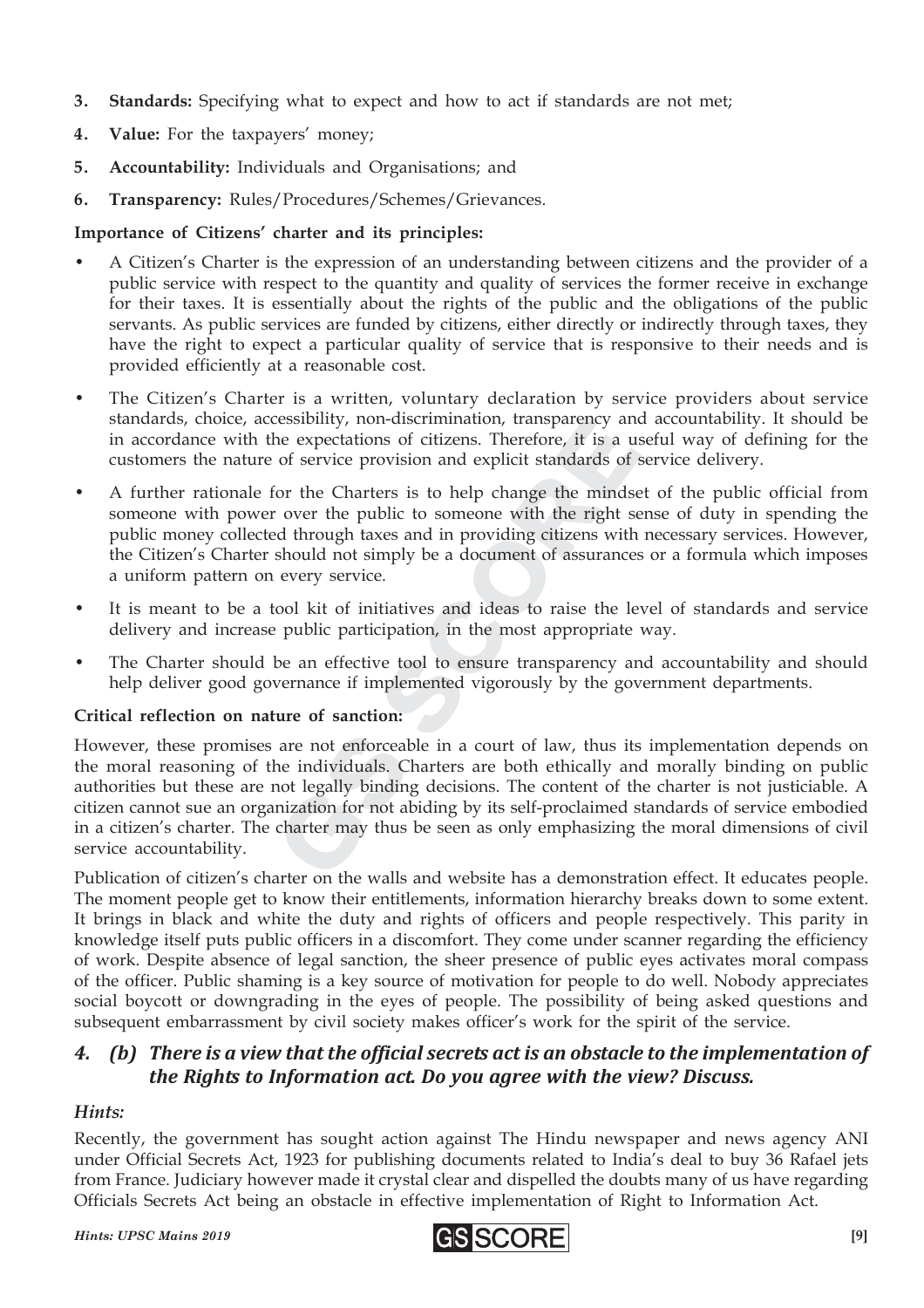3. **Standards:** Specifying what to expect and how to act if standards are not met;
4. **Value:** For the taxpayers' money;
5. **Accountability:** Individuals and Organisations; and
6. **Transparency:** Rules/Procedures/Schemes/Grievances.

**Importance of Citizens' charter and its principles:**

- A Citizen's Charter is the expression of an understanding between citizens and the provider of a public service with respect to the quantity and quality of services the former receive in exchange for their taxes. It is essentially about the rights of the public and the obligations of the public servants. As public services are funded by citizens, either directly or indirectly through taxes, they have the right to expect a particular quality of service that is responsive to their needs and is provided efficiently at a reasonable cost.
- The Citizen's Charter is a written, voluntary declaration by service providers about service standards, choice, accessibility, non-discrimination, transparency and accountability. It should be in accordance with the expectations of citizens. Therefore, it is a useful way of defining for the customers the nature of service provision and explicit standards of service delivery.
- A further rationale for the Charters is to help change the mindset of the public official from someone with power over the public to someone with the right sense of duty in spending the public money collected through taxes and in providing citizens with necessary services. However, the Citizen's Charter should not simply be a document of assurances or a formula which imposes a uniform pattern on every service.
- It is meant to be a tool kit of initiatives and ideas to raise the level of standards and service delivery and increase public participation, in the most appropriate way.
- The Charter should be an effective tool to ensure transparency and accountability and should help deliver good governance if implemented vigorously by the government departments.

**Critical reflection on nature of sanction:**

However, these promises are not enforceable in a court of law, thus its implementation depends on the moral reasoning of the individuals. Charters are both ethically and morally binding on public authorities but these are not legally binding decisions. The content of the charter is not justiciable. A citizen cannot sue an organization for not abiding by its self-proclaimed standards of service embodied in a citizen's charter. The charter may thus be seen as only emphasizing the moral dimensions of civil service accountability.

Publication of citizen's charter on the walls and website has a demonstration effect. It educates people. The moment people get to know their entitlements, information hierarchy breaks down to some extent. It brings in black and white the duty and rights of officers and people respectively. This parity in knowledge itself puts public officers in a discomfort. They come under scanner regarding the efficiency of work. Despite absence of legal sanction, the sheer presence of public eyes activates moral compass of the officer. Public shaming is a key source of motivation for people to do well. Nobody appreciates social boycott or downgrading in the eyes of people. The possibility of being asked questions and subsequent embarrassment by civil society makes officer's work for the spirit of the service.

## *4. (b) There is a view that the official secrets act is an obstacle to the implementation of the Rights to Information act. Do you agree with the view? Discuss.*

*Hints:*

Recently, the government has sought action against The Hindu newspaper and news agency ANI under Official Secrets Act, 1923 for publishing documents related to India's deal to buy 36 Rafael jets from France. Judiciary however made it crystal clear and dispelled the doubts many of us have regarding Officials Secrets Act being an obstacle in effective implementation of Right to Information Act.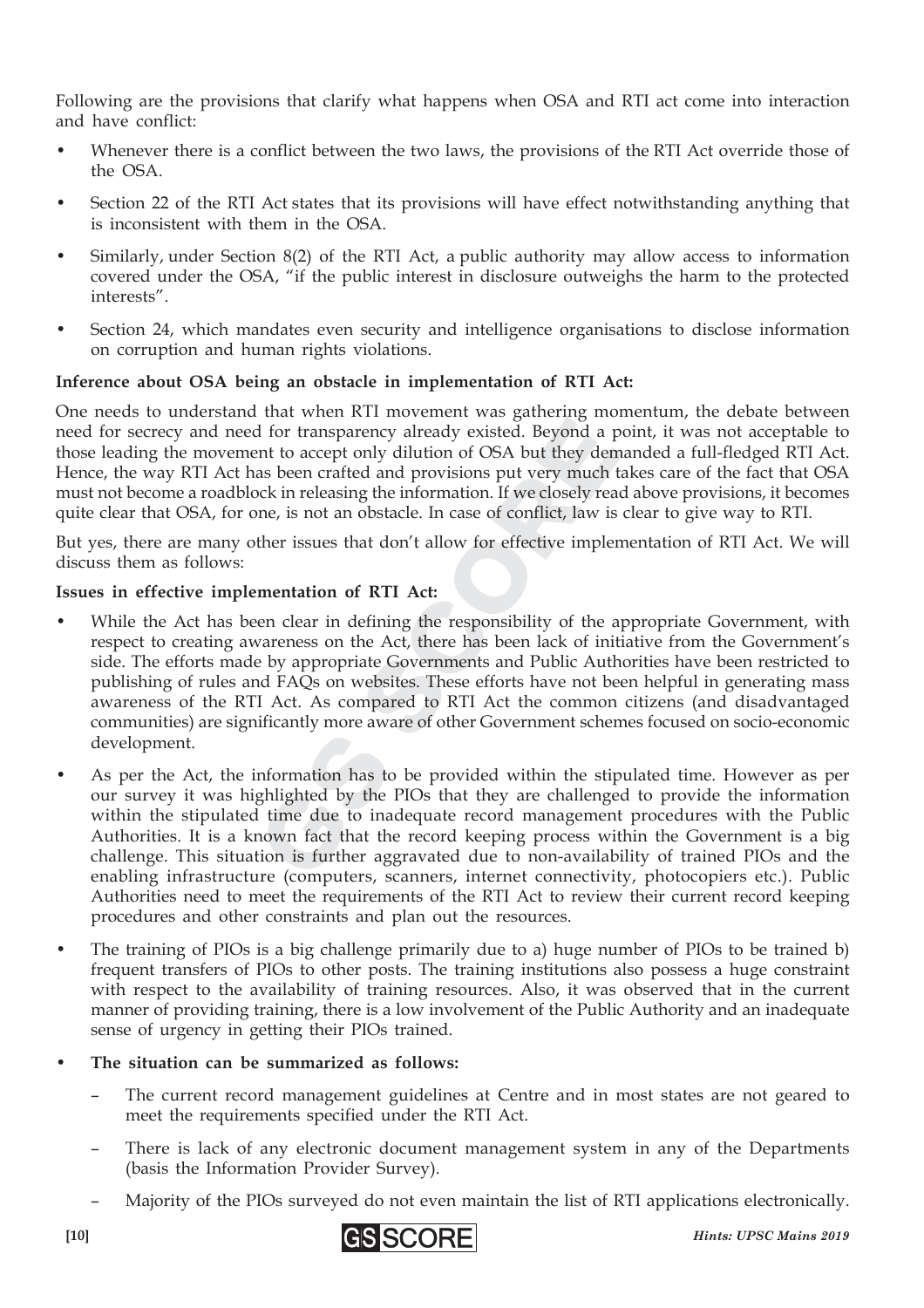Following are the provisions that clarify what happens when OSA and RTI act come into interaction and have conflict:

- Whenever there is a conflict between the two laws, the provisions of the RTI Act override those of the OSA.
- Section 22 of the RTI Act states that its provisions will have effect notwithstanding anything that is inconsistent with them in the OSA.
- Similarly, under Section 8(2) of the RTI Act, a public authority may allow access to information covered under the OSA, "if the public interest in disclosure outweighs the harm to the protected interests".
- Section 24, which mandates even security and intelligence organisations to disclose information on corruption and human rights violations.

**Inference about OSA being an obstacle in implementation of RTI Act:**

One needs to understand that when RTI movement was gathering momentum, the debate between need for secrecy and need for transparency already existed. Beyond a point, it was not acceptable to those leading the movement to accept only dilution of OSA but they demanded a full-fledged RTI Act. Hence, the way RTI Act has been crafted and provisions put very much takes care of the fact that OSA must not become a roadblock in releasing the information. If we closely read above provisions, it becomes quite clear that OSA, for one, is not an obstacle. In case of conflict, law is clear to give way to RTI.

But yes, there are many other issues that don't allow for effective implementation of RTI Act. We will discuss them as follows:

**Issues in effective implementation of RTI Act:**

- While the Act has been clear in defining the responsibility of the appropriate Government, with respect to creating awareness on the Act, there has been lack of initiative from the Government's side. The efforts made by appropriate Governments and Public Authorities have been restricted to publishing of rules and FAQs on websites. These efforts have not been helpful in generating mass awareness of the RTI Act. As compared to RTI Act the common citizens (and disadvantaged communities) are significantly more aware of other Government schemes focused on socio-economic development.
- As per the Act, the information has to be provided within the stipulated time. However as per our survey it was highlighted by the PIOs that they are challenged to provide the information within the stipulated time due to inadequate record management procedures with the Public Authorities. It is a known fact that the record keeping process within the Government is a big challenge. This situation is further aggravated due to non-availability of trained PIOs and the enabling infrastructure (computers, scanners, internet connectivity, photocopiers etc.). Public Authorities need to meet the requirements of the RTI Act to review their current record keeping procedures and other constraints and plan out the resources.
- The training of PIOs is a big challenge primarily due to a) huge number of PIOs to be trained b) frequent transfers of PIOs to other posts. The training institutions also possess a huge constraint with respect to the availability of training resources. Also, it was observed that in the current manner of providing training, there is a low involvement of the Public Authority and an inadequate sense of urgency in getting their PIOs trained.
- **The situation can be summarized as follows:**
  - The current record management guidelines at Centre and in most states are not geared to meet the requirements specified under the RTI Act.
  - There is lack of any electronic document management system in any of the Departments (basis the Information Provider Survey).
  - Majority of the PIOs surveyed do not even maintain the list of RTI applications electronically.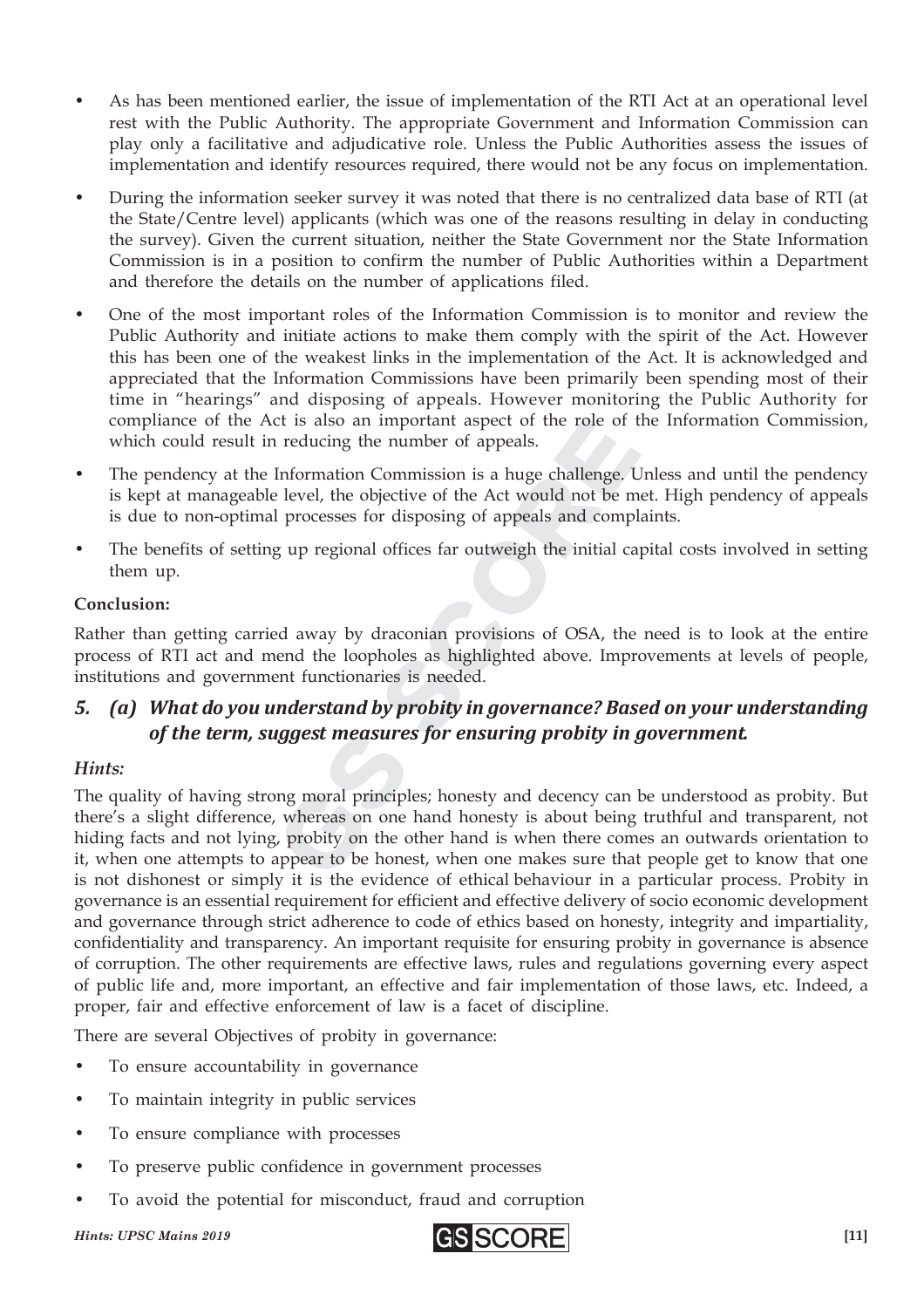- As has been mentioned earlier, the issue of implementation of the RTI Act at an operational level rest with the Public Authority. The appropriate Government and Information Commission can play only a facilitative and adjudicative role. Unless the Public Authorities assess the issues of implementation and identify resources required, there would not be any focus on implementation.
- During the information seeker survey it was noted that there is no centralized data base of RTI (at the State/Centre level) applicants (which was one of the reasons resulting in delay in conducting the survey). Given the current situation, neither the State Government nor the State Information Commission is in a position to confirm the number of Public Authorities within a Department and therefore the details on the number of applications filed.
- One of the most important roles of the Information Commission is to monitor and review the Public Authority and initiate actions to make them comply with the spirit of the Act. However this has been one of the weakest links in the implementation of the Act. It is acknowledged and appreciated that the Information Commissions have been primarily been spending most of their time in "hearings" and disposing of appeals. However monitoring the Public Authority for compliance of the Act is also an important aspect of the role of the Information Commission, which could result in reducing the number of appeals.
- The pendency at the Information Commission is a huge challenge. Unless and until the pendency is kept at manageable level, the objective of the Act would not be met. High pendency of appeals is due to non-optimal processes for disposing of appeals and complaints.
- The benefits of setting up regional offices far outweigh the initial capital costs involved in setting them up.

**Conclusion:**

Rather than getting carried away by draconian provisions of OSA, the need is to look at the entire process of RTI act and mend the loopholes as highlighted above. Improvements at levels of people, institutions and government functionaries is needed.

## *5. (a) What do you understand by probity in governance? Based on your understanding of the term, suggest measures for ensuring probity in government.*

*Hints:*

The quality of having strong moral principles; honesty and decency can be understood as probity. But there's a slight difference, whereas on one hand honesty is about being truthful and transparent, not hiding facts and not lying, probity on the other hand is when there comes an outwards orientation to it, when one attempts to appear to be honest, when one makes sure that people get to know that one is not dishonest or simply it is the evidence of ethical behaviour in a particular process. Probity in governance is an essential requirement for efficient and effective delivery of socio economic development and governance through strict adherence to code of ethics based on honesty, integrity and impartiality, confidentiality and transparency. An important requisite for ensuring probity in governance is absence of corruption. The other requirements are effective laws, rules and regulations governing every aspect of public life and, more important, an effective and fair implementation of those laws, etc. Indeed, a proper, fair and effective enforcement of law is a facet of discipline.

There are several Objectives of probity in governance:

- To ensure accountability in governance
- To maintain integrity in public services
- To ensure compliance with processes
- To preserve public confidence in government processes
- To avoid the potential for misconduct, fraud and corruption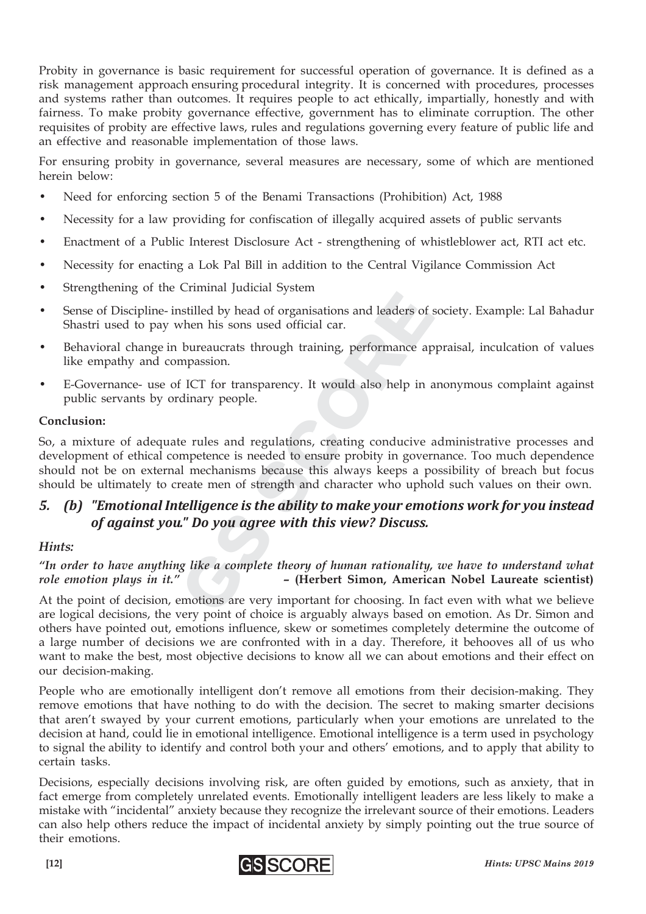Probity in governance is basic requirement for successful operation of governance. It is defined as a risk management approach ensuring procedural integrity. It is concerned with procedures, processes and systems rather than outcomes. It requires people to act ethically, impartially, honestly and with fairness. To make probity governance effective, government has to eliminate corruption. The other requisites of probity are effective laws, rules and regulations governing every feature of public life and an effective and reasonable implementation of those laws.

For ensuring probity in governance, several measures are necessary, some of which are mentioned herein below:

- Need for enforcing section 5 of the Benami Transactions (Prohibition) Act, 1988
- Necessity for a law providing for confiscation of illegally acquired assets of public servants
- Enactment of a Public Interest Disclosure Act - strengthening of whistleblower act, RTI act etc.
- Necessity for enacting a Lok Pal Bill in addition to the Central Vigilance Commission Act
- Strengthening of the Criminal Judicial System
- Sense of Discipline- instilled by head of organisations and leaders of society. Example: Lal Bahadur Shastri used to pay when his sons used official car.
- Behavioral change in bureaucrats through training, performance appraisal, inculcation of values like empathy and compassion.
- E-Governance- use of ICT for transparency. It would also help in anonymous complaint against public servants by ordinary people.

**Conclusion:**

So, a mixture of adequate rules and regulations, creating conducive administrative processes and development of ethical competence is needed to ensure probity in governance. Too much dependence should not be on external mechanisms because this always keeps a possibility of breach but focus should be ultimately to create men of strength and character who uphold such values on their own.

## *5. (b) "Emotional Intelligence is the ability to make your emotions work for you instead of against you." Do you agree with this view? Discuss.*

***Hints:***

*"In order to have anything like a complete theory of human rationality, we have to understand what role emotion plays in it."* **– (Herbert Simon, American Nobel Laureate scientist)**

At the point of decision, emotions are very important for choosing. In fact even with what we believe are logical decisions, the very point of choice is arguably always based on emotion. As Dr. Simon and others have pointed out, emotions influence, skew or sometimes completely determine the outcome of a large number of decisions we are confronted with in a day. Therefore, it behooves all of us who want to make the best, most objective decisions to know all we can about emotions and their effect on our decision-making.

People who are emotionally intelligent don't remove all emotions from their decision-making. They remove emotions that have nothing to do with the decision. The secret to making smarter decisions that aren't swayed by your current emotions, particularly when your emotions are unrelated to the decision at hand, could lie in emotional intelligence. Emotional intelligence is a term used in psychology to signal the ability to identify and control both your and others' emotions, and to apply that ability to certain tasks.

Decisions, especially decisions involving risk, are often guided by emotions, such as anxiety, that in fact emerge from completely unrelated events. Emotionally intelligent leaders are less likely to make a mistake with "incidental" anxiety because they recognize the irrelevant source of their emotions. Leaders can also help others reduce the impact of incidental anxiety by simply pointing out the true source of their emotions.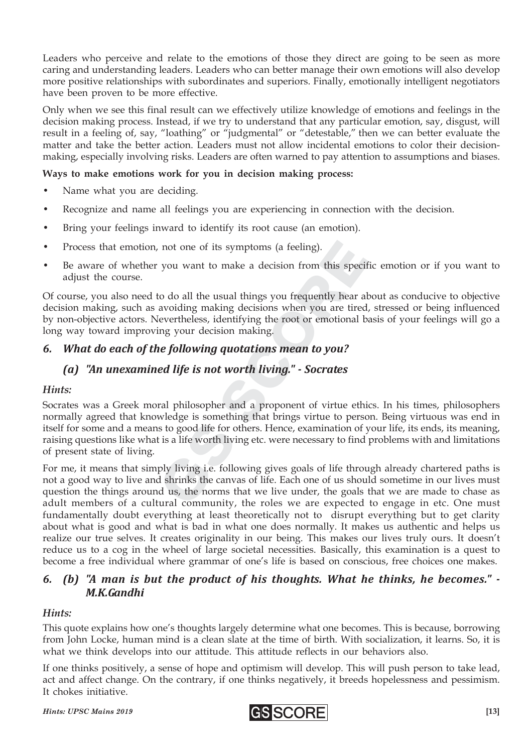Leaders who perceive and relate to the emotions of those they direct are going to be seen as more caring and understanding leaders. Leaders who can better manage their own emotions will also develop more positive relationships with subordinates and superiors. Finally, emotionally intelligent negotiators have been proven to be more effective.

Only when we see this final result can we effectively utilize knowledge of emotions and feelings in the decision making process. Instead, if we try to understand that any particular emotion, say, disgust, will result in a feeling of, say, "loathing" or "judgmental" or "detestable," then we can better evaluate the matter and take the better action. Leaders must not allow incidental emotions to color their decision-making, especially involving risks. Leaders are often warned to pay attention to assumptions and biases.

**Ways to make emotions work for you in decision making process:**

- Name what you are deciding.
- Recognize and name all feelings you are experiencing in connection with the decision.
- Bring your feelings inward to identify its root cause (an emotion).
- Process that emotion, not one of its symptoms (a feeling).
- Be aware of whether you want to make a decision from this specific emotion or if you want to adjust the course.

Of course, you also need to do all the usual things you frequently hear about as conducive to objective decision making, such as avoiding making decisions when you are tired, stressed or being influenced by non-objective actors. Nevertheless, identifying the root or emotional basis of your feelings will go a long way toward improving your decision making.

## *6. What do each of the following quotations mean to you?*

### *(a) "An unexamined life is not worth living." - Socrates*

***Hints:***

Socrates was a Greek moral philosopher and a proponent of virtue ethics. In his times, philosophers normally agreed that knowledge is something that brings virtue to person. Being virtuous was end in itself for some and a means to good life for others. Hence, examination of your life, its ends, its meaning, raising questions like what is a life worth living etc. were necessary to find problems with and limitations of present state of living.

For me, it means that simply living i.e. following gives goals of life through already chartered paths is not a good way to live and shrinks the canvas of life. Each one of us should sometime in our lives must question the things around us, the norms that we live under, the goals that we are made to chase as adult members of a cultural community, the roles we are expected to engage in etc. One must fundamentally doubt everything at least theoretically not to disrupt everything but to get clarity about what is good and what is bad in what one does normally. It makes us authentic and helps us realize our true selves. It creates originality in our being. This makes our lives truly ours. It doesn't reduce us to a cog in the wheel of large societal necessities. Basically, this examination is a quest to become a free individual where grammar of one's life is based on conscious, free choices one makes.

## *6. (b) "A man is but the product of his thoughts. What he thinks, he becomes." - M.K.Gandhi*

***Hints:***

This quote explains how one's thoughts largely determine what one becomes. This is because, borrowing from John Locke, human mind is a clean slate at the time of birth. With socialization, it learns. So, it is what we think develops into our attitude. This attitude reflects in our behaviors also.

If one thinks positively, a sense of hope and optimism will develop. This will push person to take lead, act and affect change. On the contrary, if one thinks negatively, it breeds hopelessness and pessimism. It chokes initiative.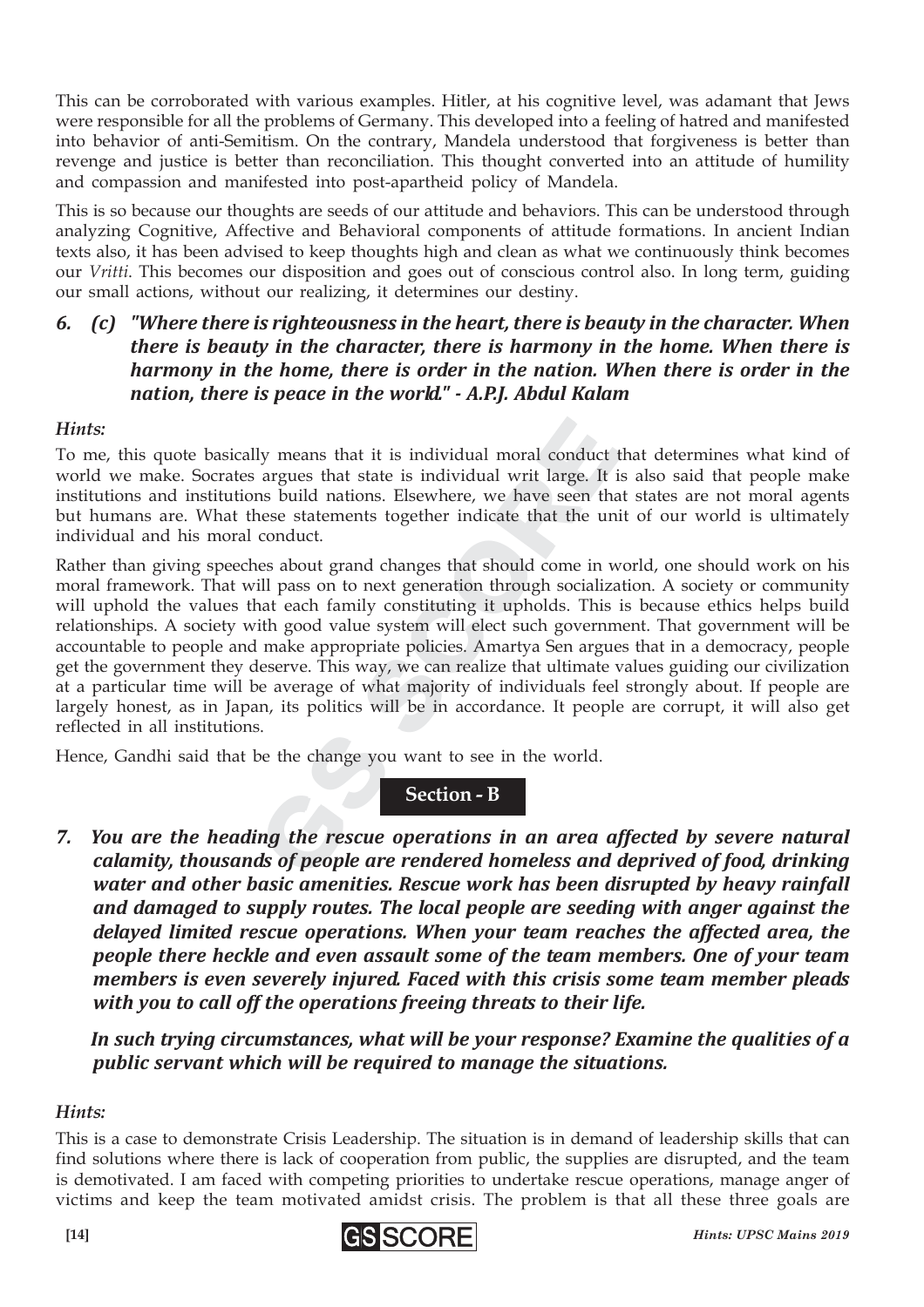This can be corroborated with various examples. Hitler, at his cognitive level, was adamant that Jews were responsible for all the problems of Germany. This developed into a feeling of hatred and manifested into behavior of anti-Semitism. On the contrary, Mandela understood that forgiveness is better than revenge and justice is better than reconciliation. This thought converted into an attitude of humility and compassion and manifested into post-apartheid policy of Mandela.

This is so because our thoughts are seeds of our attitude and behaviors. This can be understood through analyzing Cognitive, Affective and Behavioral components of attitude formations. In ancient Indian texts also, it has been advised to keep thoughts high and clean as what we continuously think becomes our *Vritti*. This becomes our disposition and goes out of conscious control also. In long term, guiding our small actions, without our realizing, it determines our destiny.

***6. (c) "Where there is righteousness in the heart, there is beauty in the character. When there is beauty in the character, there is harmony in the home. When there is harmony in the home, there is order in the nation. When there is order in the nation, there is peace in the world." - A.P.J. Abdul Kalam***

*Hints:*

To me, this quote basically means that it is individual moral conduct that determines what kind of world we make. Socrates argues that state is individual writ large. It is also said that people make institutions and institutions build nations. Elsewhere, we have seen that states are not moral agents but humans are. What these statements together indicate that the unit of our world is ultimately individual and his moral conduct.

Rather than giving speeches about grand changes that should come in world, one should work on his moral framework. That will pass on to next generation through socialization. A society or community will uphold the values that each family constituting it upholds. This is because ethics helps build relationships. A society with good value system will elect such government. That government will be accountable to people and make appropriate policies. Amartya Sen argues that in a democracy, people get the government they deserve. This way, we can realize that ultimate values guiding our civilization at a particular time will be average of what majority of individuals feel strongly about. If people are largely honest, as in Japan, its politics will be in accordance. It people are corrupt, it will also get reflected in all institutions.

Hence, Gandhi said that be the change you want to see in the world.

## Section - B

***7. You are the heading the rescue operations in an area affected by severe natural calamity, thousands of people are rendered homeless and deprived of food, drinking water and other basic amenities. Rescue work has been disrupted by heavy rainfall and damaged to supply routes. The local people are seeding with anger against the delayed limited rescue operations. When your team reaches the affected area, the people there heckle and even assault some of the team members. One of your team members is even severely injured. Faced with this crisis some team member pleads with you to call off the operations freeing threats to their life.***

***In such trying circumstances, what will be your response? Examine the qualities of a public servant which will be required to manage the situations.***

*Hints:*

This is a case to demonstrate Crisis Leadership. The situation is in demand of leadership skills that can find solutions where there is lack of cooperation from public, the supplies are disrupted, and the team is demotivated. I am faced with competing priorities to undertake rescue operations, manage anger of victims and keep the team motivated amidst crisis. The problem is that all these three goals are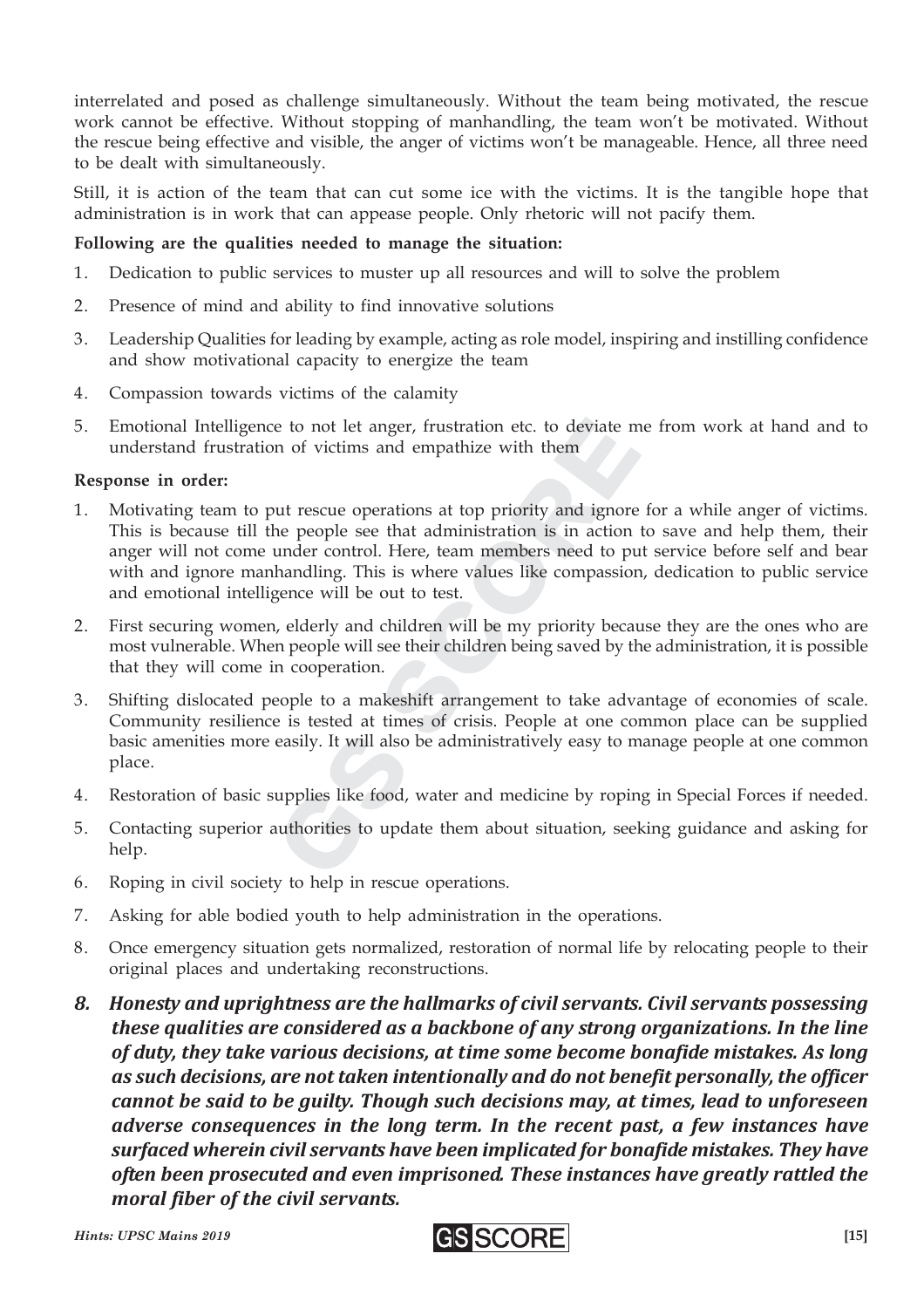interrelated and posed as challenge simultaneously. Without the team being motivated, the rescue work cannot be effective. Without stopping of manhandling, the team won't be motivated. Without the rescue being effective and visible, the anger of victims won't be manageable. Hence, all three need to be dealt with simultaneously.

Still, it is action of the team that can cut some ice with the victims. It is the tangible hope that administration is in work that can appease people. Only rhetoric will not pacify them.

**Following are the qualities needed to manage the situation:**

1. Dedication to public services to muster up all resources and will to solve the problem
2. Presence of mind and ability to find innovative solutions
3. Leadership Qualities for leading by example, acting as role model, inspiring and instilling confidence and show motivational capacity to energize the team
4. Compassion towards victims of the calamity
5. Emotional Intelligence to not let anger, frustration etc. to deviate me from work at hand and to understand frustration of victims and empathize with them

**Response in order:**

1. Motivating team to put rescue operations at top priority and ignore for a while anger of victims. This is because till the people see that administration is in action to save and help them, their anger will not come under control. Here, team members need to put service before self and bear with and ignore manhandling. This is where values like compassion, dedication to public service and emotional intelligence will be out to test.
2. First securing women, elderly and children will be my priority because they are the ones who are most vulnerable. When people will see their children being saved by the administration, it is possible that they will come in cooperation.
3. Shifting dislocated people to a makeshift arrangement to take advantage of economies of scale. Community resilience is tested at times of crisis. People at one common place can be supplied basic amenities more easily. It will also be administratively easy to manage people at one common place.
4. Restoration of basic supplies like food, water and medicine by roping in Special Forces if needed.
5. Contacting superior authorities to update them about situation, seeking guidance and asking for help.
6. Roping in civil society to help in rescue operations.
7. Asking for able bodied youth to help administration in the operations.
8. Once emergency situation gets normalized, restoration of normal life by relocating people to their original places and undertaking reconstructions.

***8. Honesty and uprightness are the hallmarks of civil servants. Civil servants possessing these qualities are considered as a backbone of any strong organizations. In the line of duty, they take various decisions, at time some become bonafide mistakes. As long as such decisions, are not taken intentionally and do not benefit personally, the officer cannot be said to be guilty. Though such decisions may, at times, lead to unforeseen adverse consequences in the long term. In the recent past, a few instances have surfaced wherein civil servants have been implicated for bonafide mistakes. They have often been prosecuted and even imprisoned. These instances have greatly rattled the moral fiber of the civil servants.***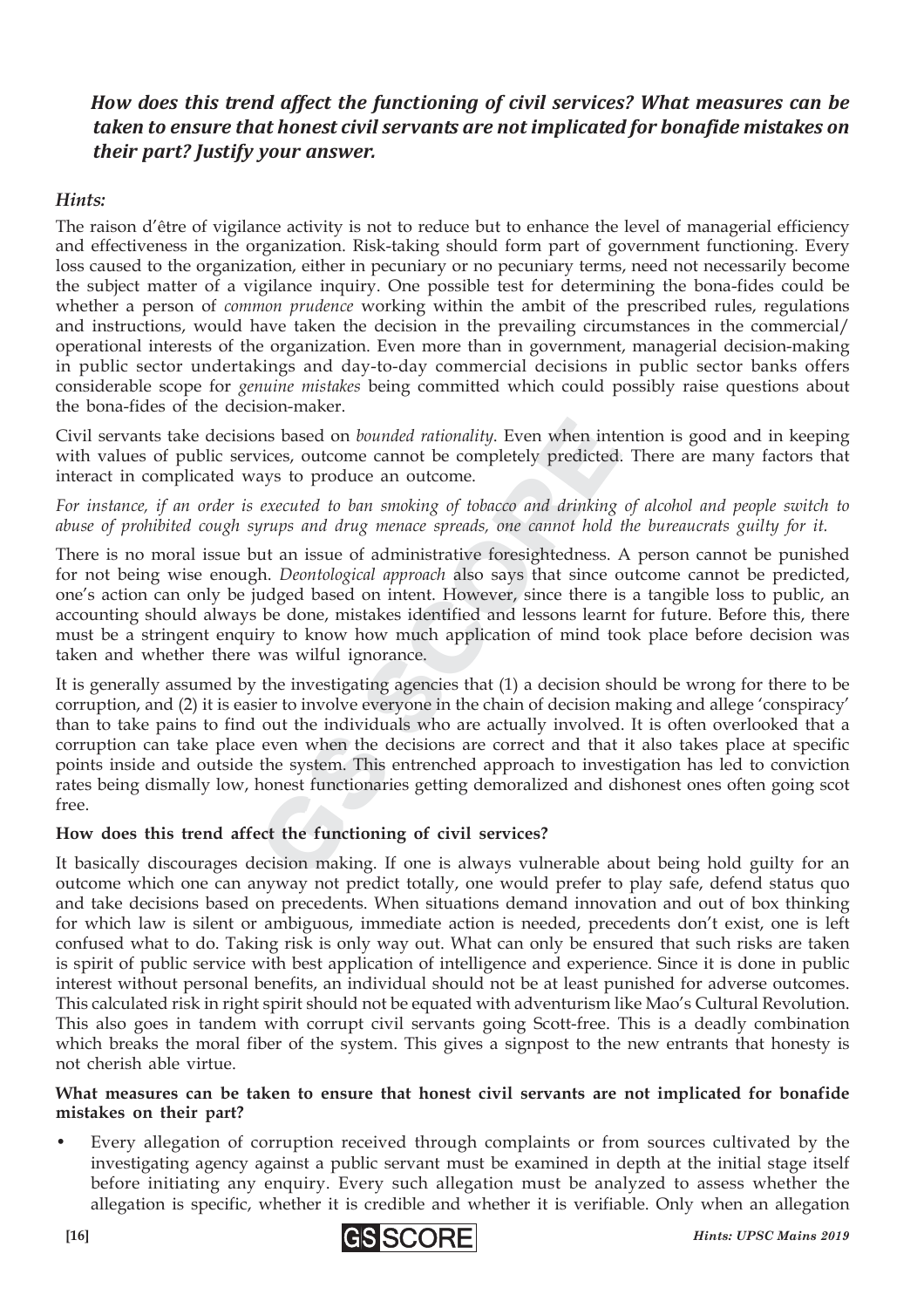***How does this trend affect the functioning of civil services? What measures can be taken to ensure that honest civil servants are not implicated for bonafide mistakes on their part? Justify your answer.***

***Hints:***

The raison d'être of vigilance activity is not to reduce but to enhance the level of managerial efficiency and effectiveness in the organization. Risk-taking should form part of government functioning. Every loss caused to the organization, either in pecuniary or no pecuniary terms, need not necessarily become the subject matter of a vigilance inquiry. One possible test for determining the bona-fides could be whether a person of *common prudence* working within the ambit of the prescribed rules, regulations and instructions, would have taken the decision in the prevailing circumstances in the commercial/ operational interests of the organization. Even more than in government, managerial decision-making in public sector undertakings and day-to-day commercial decisions in public sector banks offers considerable scope for *genuine mistakes* being committed which could possibly raise questions about the bona-fides of the decision-maker.

Civil servants take decisions based on *bounded rationality*. Even when intention is good and in keeping with values of public services, outcome cannot be completely predicted. There are many factors that interact in complicated ways to produce an outcome.

*For instance, if an order is executed to ban smoking of tobacco and drinking of alcohol and people switch to abuse of prohibited cough syrups and drug menace spreads, one cannot hold the bureaucrats guilty for it.*

There is no moral issue but an issue of administrative foresightedness. A person cannot be punished for not being wise enough. *Deontological approach* also says that since outcome cannot be predicted, one's action can only be judged based on intent. However, since there is a tangible loss to public, an accounting should always be done, mistakes identified and lessons learnt for future. Before this, there must be a stringent enquiry to know how much application of mind took place before decision was taken and whether there was wilful ignorance.

It is generally assumed by the investigating agencies that (1) a decision should be wrong for there to be corruption, and (2) it is easier to involve everyone in the chain of decision making and allege 'conspiracy' than to take pains to find out the individuals who are actually involved. It is often overlooked that a corruption can take place even when the decisions are correct and that it also takes place at specific points inside and outside the system. This entrenched approach to investigation has led to conviction rates being dismally low, honest functionaries getting demoralized and dishonest ones often going scot free.

**How does this trend affect the functioning of civil services?**

It basically discourages decision making. If one is always vulnerable about being hold guilty for an outcome which one can anyway not predict totally, one would prefer to play safe, defend status quo and take decisions based on precedents. When situations demand innovation and out of box thinking for which law is silent or ambiguous, immediate action is needed, precedents don't exist, one is left confused what to do. Taking risk is only way out. What can only be ensured that such risks are taken is spirit of public service with best application of intelligence and experience. Since it is done in public interest without personal benefits, an individual should not be at least punished for adverse outcomes. This calculated risk in right spirit should not be equated with adventurism like Mao's Cultural Revolution. This also goes in tandem with corrupt civil servants going Scott-free. This is a deadly combination which breaks the moral fiber of the system. This gives a signpost to the new entrants that honesty is not cherish able virtue.

**What measures can be taken to ensure that honest civil servants are not implicated for bonafide mistakes on their part?**

- Every allegation of corruption received through complaints or from sources cultivated by the investigating agency against a public servant must be examined in depth at the initial stage itself before initiating any enquiry. Every such allegation must be analyzed to assess whether the allegation is specific, whether it is credible and whether it is verifiable. Only when an allegation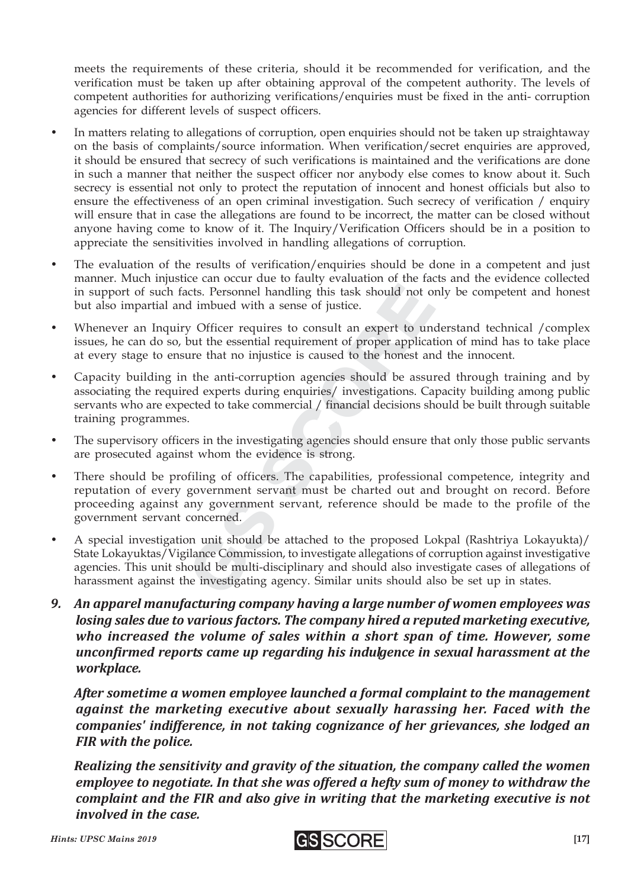meets the requirements of these criteria, should it be recommended for verification, and the verification must be taken up after obtaining approval of the competent authority. The levels of competent authorities for authorizing verifications/enquiries must be fixed in the anti- corruption agencies for different levels of suspect officers.

- In matters relating to allegations of corruption, open enquiries should not be taken up straightaway on the basis of complaints/source information. When verification/secret enquiries are approved, it should be ensured that secrecy of such verifications is maintained and the verifications are done in such a manner that neither the suspect officer nor anybody else comes to know about it. Such secrecy is essential not only to protect the reputation of innocent and honest officials but also to ensure the effectiveness of an open criminal investigation. Such secrecy of verification / enquiry will ensure that in case the allegations are found to be incorrect, the matter can be closed without anyone having come to know of it. The Inquiry/Verification Officers should be in a position to appreciate the sensitivities involved in handling allegations of corruption.
- The evaluation of the results of verification/enquiries should be done in a competent and just manner. Much injustice can occur due to faulty evaluation of the facts and the evidence collected in support of such facts. Personnel handling this task should not only be competent and honest but also impartial and imbued with a sense of justice.
- Whenever an Inquiry Officer requires to consult an expert to understand technical /complex issues, he can do so, but the essential requirement of proper application of mind has to take place at every stage to ensure that no injustice is caused to the honest and the innocent.
- Capacity building in the anti-corruption agencies should be assured through training and by associating the required experts during enquiries/ investigations. Capacity building among public servants who are expected to take commercial / financial decisions should be built through suitable training programmes.
- The supervisory officers in the investigating agencies should ensure that only those public servants are prosecuted against whom the evidence is strong.
- There should be profiling of officers. The capabilities, professional competence, integrity and reputation of every government servant must be charted out and brought on record. Before proceeding against any government servant, reference should be made to the profile of the government servant concerned.
- A special investigation unit should be attached to the proposed Lokpal (Rashtriya Lokayukta)/ State Lokayuktas/Vigilance Commission, to investigate allegations of corruption against investigative agencies. This unit should be multi-disciplinary and should also investigate cases of allegations of harassment against the investigating agency. Similar units should also be set up in states.

***9. An apparel manufacturing company having a large number of women employees was losing sales due to various factors. The company hired a reputed marketing executive, who increased the volume of sales within a short span of time. However, some unconfirmed reports came up regarding his indulgence in sexual harassment at the workplace.***

***After sometime a women employee launched a formal complaint to the management against the marketing executive about sexually harassing her. Faced with the companies' indifference, in not taking cognizance of her grievances, she lodged an FIR with the police.***

***Realizing the sensitivity and gravity of the situation, the company called the women employee to negotiate. In that she was offered a hefty sum of money to withdraw the complaint and the FIR and also give in writing that the marketing executive is not involved in the case.***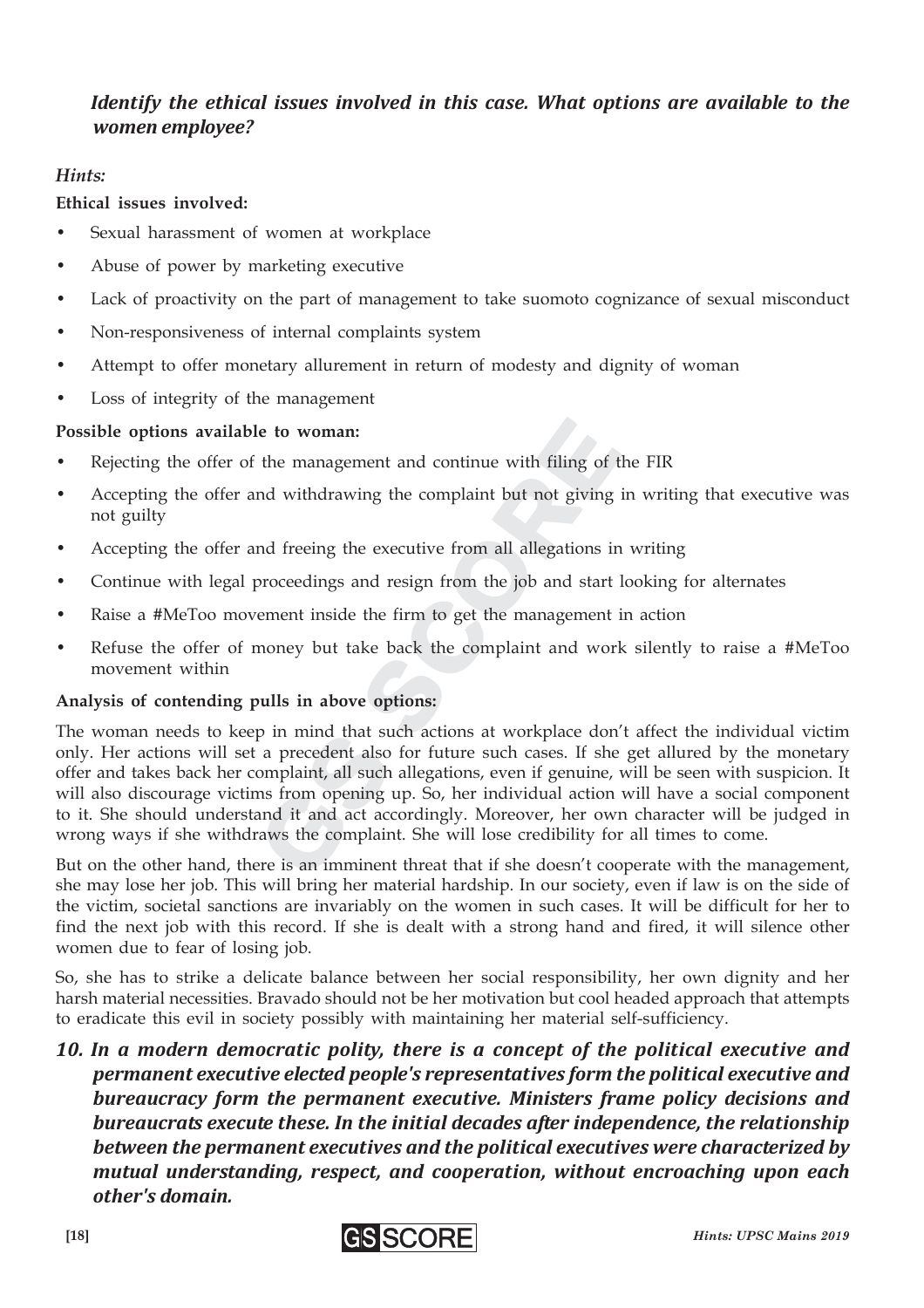***Identify the ethical issues involved in this case. What options are available to the women employee?***

*Hints:*

**Ethical issues involved:**

- Sexual harassment of women at workplace
- Abuse of power by marketing executive
- Lack of proactivity on the part of management to take suomoto cognizance of sexual misconduct
- Non-responsiveness of internal complaints system
- Attempt to offer monetary allurement in return of modesty and dignity of woman
- Loss of integrity of the management

**Possible options available to woman:**

- Rejecting the offer of the management and continue with filing of the FIR
- Accepting the offer and withdrawing the complaint but not giving in writing that executive was not guilty
- Accepting the offer and freeing the executive from all allegations in writing
- Continue with legal proceedings and resign from the job and start looking for alternates
- Raise a #MeToo movement inside the firm to get the management in action
- Refuse the offer of money but take back the complaint and work silently to raise a #MeToo movement within

**Analysis of contending pulls in above options:**

The woman needs to keep in mind that such actions at workplace don't affect the individual victim only. Her actions will set a precedent also for future such cases. If she get allured by the monetary offer and takes back her complaint, all such allegations, even if genuine, will be seen with suspicion. It will also discourage victims from opening up. So, her individual action will have a social component to it. She should understand it and act accordingly. Moreover, her own character will be judged in wrong ways if she withdraws the complaint. She will lose credibility for all times to come.

But on the other hand, there is an imminent threat that if she doesn't cooperate with the management, she may lose her job. This will bring her material hardship. In our society, even if law is on the side of the victim, societal sanctions are invariably on the women in such cases. It will be difficult for her to find the next job with this record. If she is dealt with a strong hand and fired, it will silence other women due to fear of losing job.

So, she has to strike a delicate balance between her social responsibility, her own dignity and her harsh material necessities. Bravado should not be her motivation but cool headed approach that attempts to eradicate this evil in society possibly with maintaining her material self-sufficiency.

***10. In a modern democratic polity, there is a concept of the political executive and permanent executive elected people's representatives form the political executive and bureaucracy form the permanent executive. Ministers frame policy decisions and bureaucrats execute these. In the initial decades after independence, the relationship between the permanent executives and the political executives were characterized by mutual understanding, respect, and cooperation, without encroaching upon each other's domain.***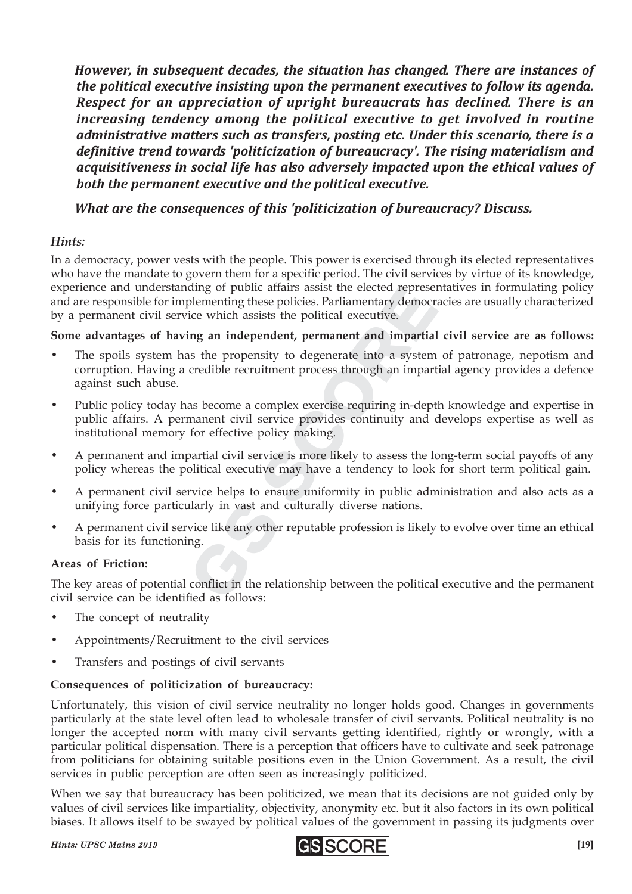***However, in subsequent decades, the situation has changed. There are instances of the political executive insisting upon the permanent executives to follow its agenda. Respect for an appreciation of upright bureaucrats has declined. There is an increasing tendency among the political executive to get involved in routine administrative matters such as transfers, posting etc. Under this scenario, there is a definitive trend towards 'politicization of bureaucracy'. The rising materialism and acquisitiveness in social life has also adversely impacted upon the ethical values of both the permanent executive and the political executive.***

***What are the consequences of this 'politicization of bureaucracy? Discuss.***

*Hints:*

In a democracy, power vests with the people. This power is exercised through its elected representatives who have the mandate to govern them for a specific period. The civil services by virtue of its knowledge, experience and understanding of public affairs assist the elected representatives in formulating policy and are responsible for implementing these policies. Parliamentary democracies are usually characterized by a permanent civil service which assists the political executive.

**Some advantages of having an independent, permanent and impartial civil service are as follows:**

- The spoils system has the propensity to degenerate into a system of patronage, nepotism and corruption. Having a credible recruitment process through an impartial agency provides a defence against such abuse.
- Public policy today has become a complex exercise requiring in-depth knowledge and expertise in public affairs. A permanent civil service provides continuity and develops expertise as well as institutional memory for effective policy making.
- A permanent and impartial civil service is more likely to assess the long-term social payoffs of any policy whereas the political executive may have a tendency to look for short term political gain.
- A permanent civil service helps to ensure uniformity in public administration and also acts as a unifying force particularly in vast and culturally diverse nations.
- A permanent civil service like any other reputable profession is likely to evolve over time an ethical basis for its functioning.

**Areas of Friction:**

The key areas of potential conflict in the relationship between the political executive and the permanent civil service can be identified as follows:

- The concept of neutrality
- Appointments/Recruitment to the civil services
- Transfers and postings of civil servants

**Consequences of politicization of bureaucracy:**

Unfortunately, this vision of civil service neutrality no longer holds good. Changes in governments particularly at the state level often lead to wholesale transfer of civil servants. Political neutrality is no longer the accepted norm with many civil servants getting identified, rightly or wrongly, with a particular political dispensation. There is a perception that officers have to cultivate and seek patronage from politicians for obtaining suitable positions even in the Union Government. As a result, the civil services in public perception are often seen as increasingly politicized.

When we say that bureaucracy has been politicized, we mean that its decisions are not guided only by values of civil services like impartiality, objectivity, anonymity etc. but it also factors in its own political biases. It allows itself to be swayed by political values of the government in passing its judgments over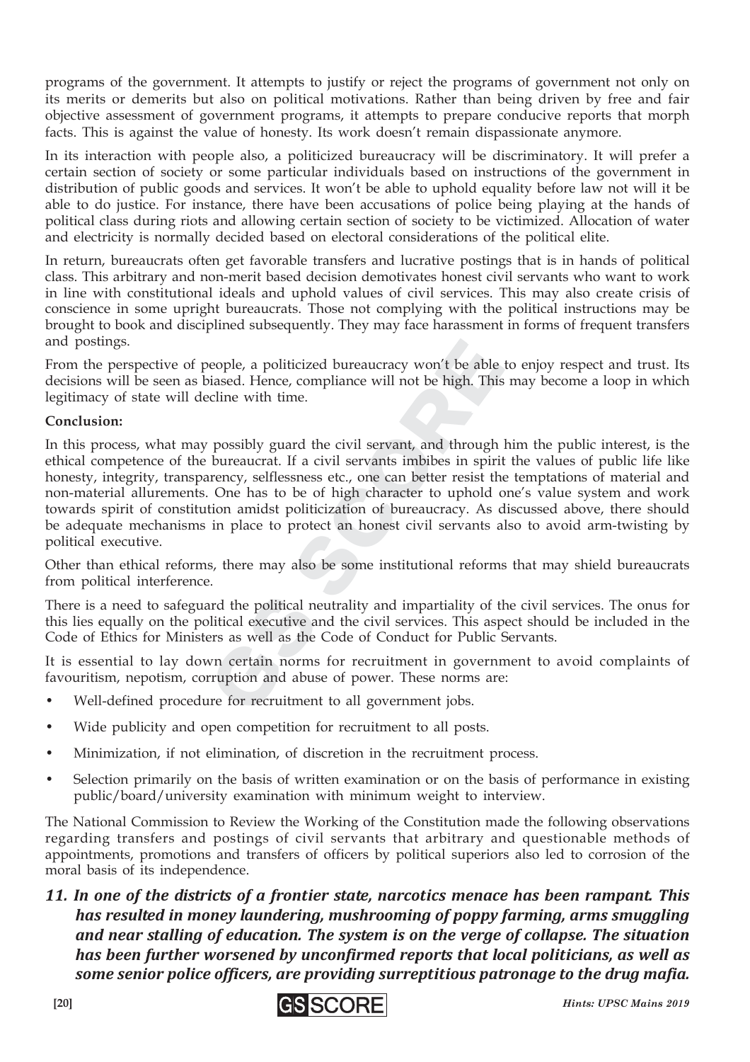programs of the government. It attempts to justify or reject the programs of government not only on its merits or demerits but also on political motivations. Rather than being driven by free and fair objective assessment of government programs, it attempts to prepare conducive reports that morph facts. This is against the value of honesty. Its work doesn't remain dispassionate anymore.

In its interaction with people also, a politicized bureaucracy will be discriminatory. It will prefer a certain section of society or some particular individuals based on instructions of the government in distribution of public goods and services. It won't be able to uphold equality before law not will it be able to do justice. For instance, there have been accusations of police being playing at the hands of political class during riots and allowing certain section of society to be victimized. Allocation of water and electricity is normally decided based on electoral considerations of the political elite.

In return, bureaucrats often get favorable transfers and lucrative postings that is in hands of political class. This arbitrary and non-merit based decision demotivates honest civil servants who want to work in line with constitutional ideals and uphold values of civil services. This may also create crisis of conscience in some upright bureaucrats. Those not complying with the political instructions may be brought to book and disciplined subsequently. They may face harassment in forms of frequent transfers and postings.

From the perspective of people, a politicized bureaucracy won't be able to enjoy respect and trust. Its decisions will be seen as biased. Hence, compliance will not be high. This may become a loop in which legitimacy of state will decline with time.

**Conclusion:**

In this process, what may possibly guard the civil servant, and through him the public interest, is the ethical competence of the bureaucrat. If a civil servants imbibes in spirit the values of public life like honesty, integrity, transparency, selflessness etc., one can better resist the temptations of material and non-material allurements. One has to be of high character to uphold one's value system and work towards spirit of constitution amidst politicization of bureaucracy. As discussed above, there should be adequate mechanisms in place to protect an honest civil servants also to avoid arm-twisting by political executive.

Other than ethical reforms, there may also be some institutional reforms that may shield bureaucrats from political interference.

There is a need to safeguard the political neutrality and impartiality of the civil services. The onus for this lies equally on the political executive and the civil services. This aspect should be included in the Code of Ethics for Ministers as well as the Code of Conduct for Public Servants.

It is essential to lay down certain norms for recruitment in government to avoid complaints of favouritism, nepotism, corruption and abuse of power. These norms are:

- Well-defined procedure for recruitment to all government jobs.
- Wide publicity and open competition for recruitment to all posts.
- Minimization, if not elimination, of discretion in the recruitment process.
- Selection primarily on the basis of written examination or on the basis of performance in existing public/board/university examination with minimum weight to interview.

The National Commission to Review the Working of the Constitution made the following observations regarding transfers and postings of civil servants that arbitrary and questionable methods of appointments, promotions and transfers of officers by political superiors also led to corrosion of the moral basis of its independence.

***11. In one of the districts of a frontier state, narcotics menace has been rampant. This has resulted in money laundering, mushrooming of poppy farming, arms smuggling and near stalling of education. The system is on the verge of collapse. The situation has been further worsened by unconfirmed reports that local politicians, as well as some senior police officers, are providing surreptitious patronage to the drug mafia.***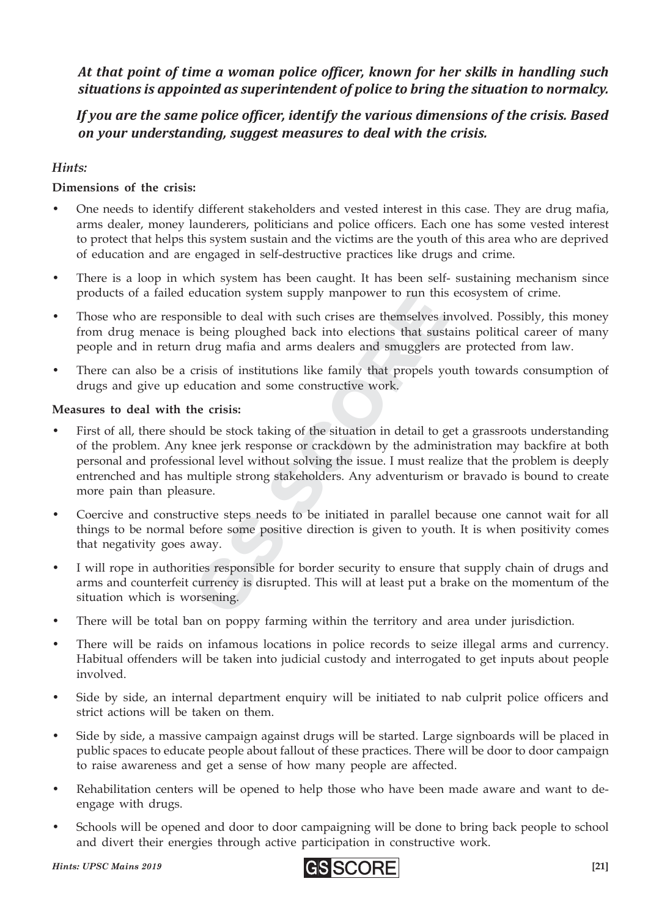***At that point of time a woman police officer, known for her skills in handling such situations is appointed as superintendent of police to bring the situation to normalcy.***

***If you are the same police officer, identify the various dimensions of the crisis. Based on your understanding, suggest measures to deal with the crisis.***

*Hints:*

**Dimensions of the crisis:**

- One needs to identify different stakeholders and vested interest in this case. They are drug mafia, arms dealer, money launderers, politicians and police officers. Each one has some vested interest to protect that helps this system sustain and the victims are the youth of this area who are deprived of education and are engaged in self-destructive practices like drugs and crime.
- There is a loop in which system has been caught. It has been self- sustaining mechanism since products of a failed education system supply manpower to run this ecosystem of crime.
- Those who are responsible to deal with such crises are themselves involved. Possibly, this money from drug menace is being ploughed back into elections that sustains political career of many people and in return drug mafia and arms dealers and smugglers are protected from law.
- There can also be a crisis of institutions like family that propels youth towards consumption of drugs and give up education and some constructive work.

**Measures to deal with the crisis:**

- First of all, there should be stock taking of the situation in detail to get a grassroots understanding of the problem. Any knee jerk response or crackdown by the administration may backfire at both personal and professional level without solving the issue. I must realize that the problem is deeply entrenched and has multiple strong stakeholders. Any adventurism or bravado is bound to create more pain than pleasure.
- Coercive and constructive steps needs to be initiated in parallel because one cannot wait for all things to be normal before some positive direction is given to youth. It is when positivity comes that negativity goes away.
- I will rope in authorities responsible for border security to ensure that supply chain of drugs and arms and counterfeit currency is disrupted. This will at least put a brake on the momentum of the situation which is worsening.
- There will be total ban on poppy farming within the territory and area under jurisdiction.
- There will be raids on infamous locations in police records to seize illegal arms and currency. Habitual offenders will be taken into judicial custody and interrogated to get inputs about people involved.
- Side by side, an internal department enquiry will be initiated to nab culprit police officers and strict actions will be taken on them.
- Side by side, a massive campaign against drugs will be started. Large signboards will be placed in public spaces to educate people about fallout of these practices. There will be door to door campaign to raise awareness and get a sense of how many people are affected.
- Rehabilitation centers will be opened to help those who have been made aware and want to de-engage with drugs.
- Schools will be opened and door to door campaigning will be done to bring back people to school and divert their energies through active participation in constructive work.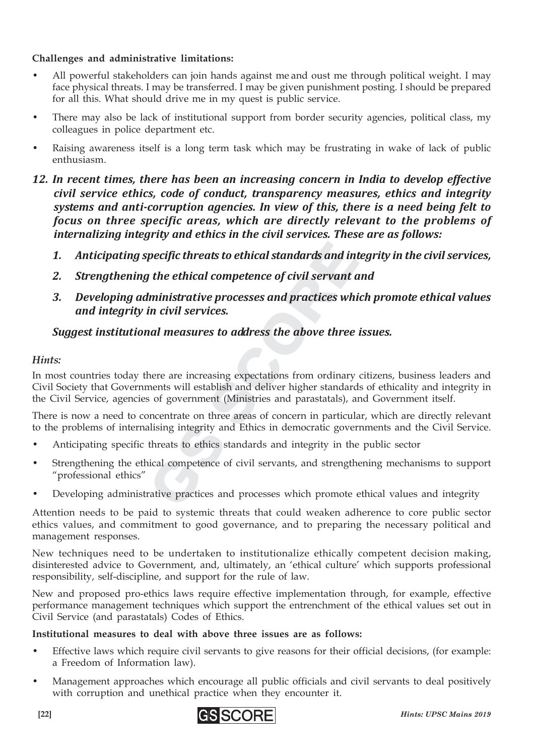**Challenges and administrative limitations:**

- All powerful stakeholders can join hands against me and oust me through political weight. I may face physical threats. I may be transferred. I may be given punishment posting. I should be prepared for all this. What should drive me in my quest is public service.
- There may also be lack of institutional support from border security agencies, political class, my colleagues in police department etc.
- Raising awareness itself is a long term task which may be frustrating in wake of lack of public enthusiasm.

***12. In recent times, there has been an increasing concern in India to develop effective civil service ethics, code of conduct, transparency measures, ethics and integrity systems and anti-corruption agencies. In view of this, there is a need being felt to focus on three specific areas, which are directly relevant to the problems of internalizing integrity and ethics in the civil services. These are as follows:***

1. ***Anticipating specific threats to ethical standards and integrity in the civil services,***
2. ***Strengthening the ethical competence of civil servant and***
3. ***Developing administrative processes and practices which promote ethical values and integrity in civil services.***

***Suggest institutional measures to address the above three issues.***

*Hints:*

In most countries today there are increasing expectations from ordinary citizens, business leaders and Civil Society that Governments will establish and deliver higher standards of ethicality and integrity in the Civil Service, agencies of government (Ministries and parastatals), and Government itself.

There is now a need to concentrate on three areas of concern in particular, which are directly relevant to the problems of internalising integrity and Ethics in democratic governments and the Civil Service.

- Anticipating specific threats to ethics standards and integrity in the public sector
- Strengthening the ethical competence of civil servants, and strengthening mechanisms to support "professional ethics"
- Developing administrative practices and processes which promote ethical values and integrity

Attention needs to be paid to systemic threats that could weaken adherence to core public sector ethics values, and commitment to good governance, and to preparing the necessary political and management responses.

New techniques need to be undertaken to institutionalize ethically competent decision making, disinterested advice to Government, and, ultimately, an 'ethical culture' which supports professional responsibility, self-discipline, and support for the rule of law.

New and proposed pro-ethics laws require effective implementation through, for example, effective performance management techniques which support the entrenchment of the ethical values set out in Civil Service (and parastatals) Codes of Ethics.

**Institutional measures to deal with above three issues are as follows:**

- Effective laws which require civil servants to give reasons for their official decisions, (for example: a Freedom of Information law).
- Management approaches which encourage all public officials and civil servants to deal positively with corruption and unethical practice when they encounter it.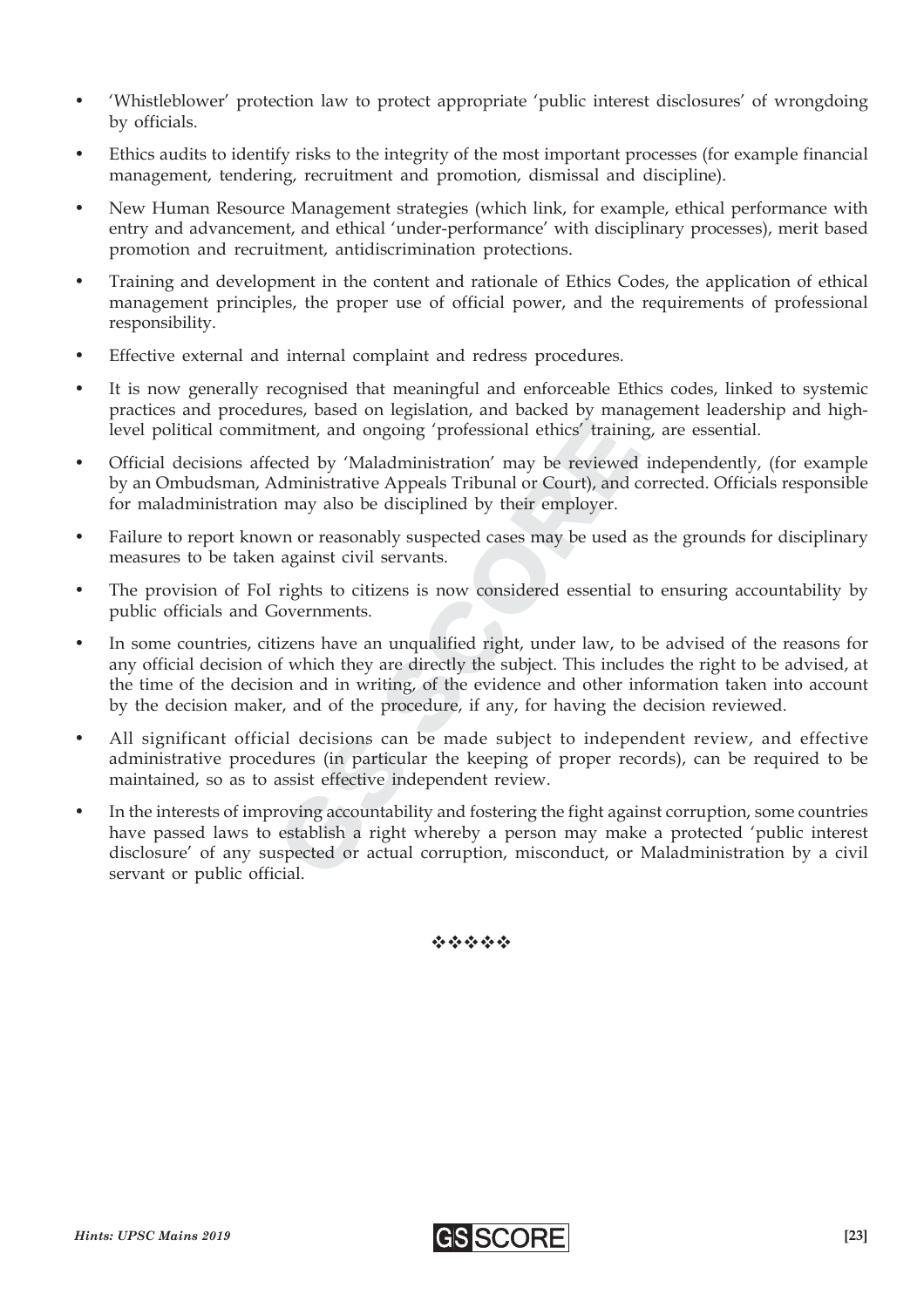- 'Whistleblower' protection law to protect appropriate 'public interest disclosures' of wrongdoing by officials.
- Ethics audits to identify risks to the integrity of the most important processes (for example financial management, tendering, recruitment and promotion, dismissal and discipline).
- New Human Resource Management strategies (which link, for example, ethical performance with entry and advancement, and ethical 'under-performance' with disciplinary processes), merit based promotion and recruitment, antidiscrimination protections.
- Training and development in the content and rationale of Ethics Codes, the application of ethical management principles, the proper use of official power, and the requirements of professional responsibility.
- Effective external and internal complaint and redress procedures.
- It is now generally recognised that meaningful and enforceable Ethics codes, linked to systemic practices and procedures, based on legislation, and backed by management leadership and high-level political commitment, and ongoing 'professional ethics' training, are essential.
- Official decisions affected by 'Maladministration' may be reviewed independently, (for example by an Ombudsman, Administrative Appeals Tribunal or Court), and corrected. Officials responsible for maladministration may also be disciplined by their employer.
- Failure to report known or reasonably suspected cases may be used as the grounds for disciplinary measures to be taken against civil servants.
- The provision of FoI rights to citizens is now considered essential to ensuring accountability by public officials and Governments.
- In some countries, citizens have an unqualified right, under law, to be advised of the reasons for any official decision of which they are directly the subject. This includes the right to be advised, at the time of the decision and in writing, of the evidence and other information taken into account by the decision maker, and of the procedure, if any, for having the decision reviewed.
- All significant official decisions can be made subject to independent review, and effective administrative procedures (in particular the keeping of proper records), can be required to be maintained, so as to assist effective independent review.
- In the interests of improving accountability and fostering the fight against corruption, some countries have passed laws to establish a right whereby a person may make a protected 'public interest disclosure' of any suspected or actual corruption, misconduct, or Maladministration by a civil servant or public official.

❖❖❖❖❖